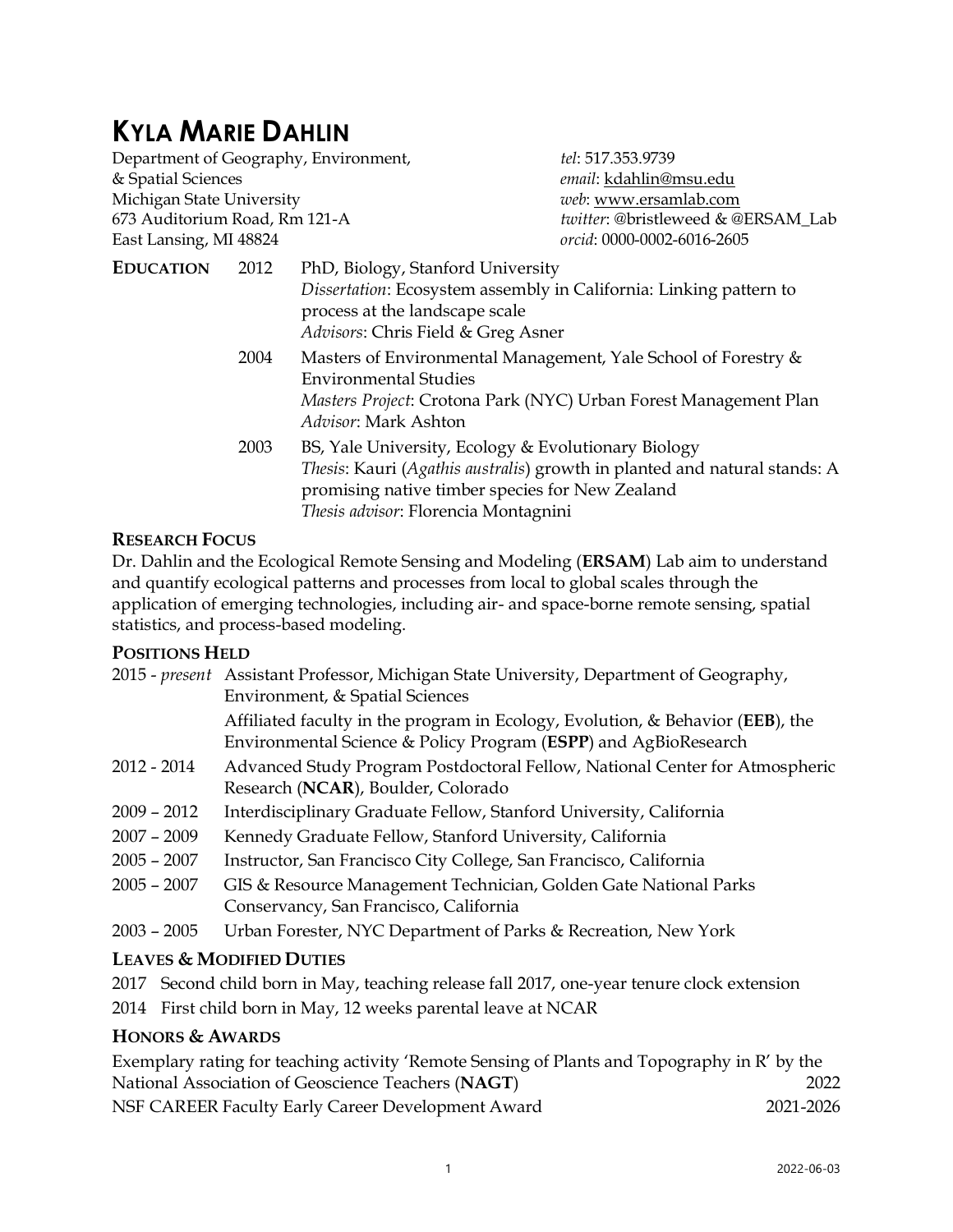# KYLA MARIE DAHLIN

Department of Geography, Environment,
& Spatial Sciences
Michigan State University
673 Auditorium Road, Rm 121-A
East Lansing, MI 48824

*tel*: 517.353.9739
*email*: kdahlin@msu.edu
*web*: www.ersamlab.com
*twitter*: @bristleweed & @ERSAM_Lab
*orcid*: 0000-0002-6016-2605

## EDUCATION

**2012** PhD, Biology, Stanford University
*Dissertation*: Ecosystem assembly in California: Linking pattern to process at the landscape scale
*Advisors*: Chris Field & Greg Asner

**2004** Masters of Environmental Management, Yale School of Forestry & Environmental Studies
*Masters Project*: Crotona Park (NYC) Urban Forest Management Plan
*Advisor*: Mark Ashton

**2003** BS, Yale University, Ecology & Evolutionary Biology
*Thesis*: Kauri (*Agathis australis*) growth in planted and natural stands: A promising native timber species for New Zealand
*Thesis advisor*: Florencia Montagnini

## RESEARCH FOCUS

Dr. Dahlin and the Ecological Remote Sensing and Modeling (**ERSAM**) Lab aim to understand and quantify ecological patterns and processes from local to global scales through the application of emerging technologies, including air- and space-borne remote sensing, spatial statistics, and process-based modeling.

## POSITIONS HELD

- 2015 - *present* Assistant Professor, Michigan State University, Department of Geography, Environment, & Spatial Sciences
  Affiliated faculty in the program in Ecology, Evolution, & Behavior (**EEB**), the Environmental Science & Policy Program (**ESPP**) and AgBioResearch
- 2012 - 2014 Advanced Study Program Postdoctoral Fellow, National Center for Atmospheric Research (**NCAR**), Boulder, Colorado
- 2009 – 2012 Interdisciplinary Graduate Fellow, Stanford University, California
- 2007 – 2009 Kennedy Graduate Fellow, Stanford University, California
- 2005 – 2007 Instructor, San Francisco City College, San Francisco, California
- 2005 – 2007 GIS & Resource Management Technician, Golden Gate National Parks Conservancy, San Francisco, California
- 2003 – 2005 Urban Forester, NYC Department of Parks & Recreation, New York

## LEAVES & MODIFIED DUTIES

- 2017 Second child born in May, teaching release fall 2017, one-year tenure clock extension
- 2014 First child born in May, 12 weeks parental leave at NCAR

## HONORS & AWARDS

- Exemplary rating for teaching activity 'Remote Sensing of Plants and Topography in R' by the National Association of Geoscience Teachers (**NAGT**) — 2022
- NSF CAREER Faculty Early Career Development Award — 2021-2026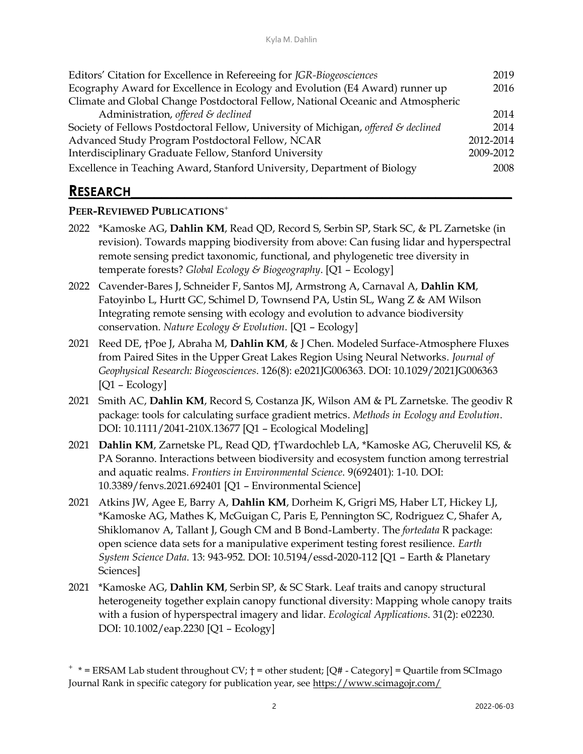Editors' Citation for Excellence in Refereeing for *JGR-Biogeosciences* 2019
Ecography Award for Excellence in Ecology and Evolution (E4 Award) runner up 2016
Climate and Global Change Postdoctoral Fellow, National Oceanic and Atmospheric Administration, *offered & declined* 2014
Society of Fellows Postdoctoral Fellow, University of Michigan, *offered & declined* 2014
Advanced Study Program Postdoctoral Fellow, NCAR 2012-2014
Interdisciplinary Graduate Fellow, Stanford University 2009-2012
Excellence in Teaching Award, Stanford University, Department of Biology 2008

## RESEARCH

### PEER-REVIEWED PUBLICATIONS[+]

2022 *Kamoske AG, **Dahlin KM**, Read QD, Record S, Serbin SP, Stark SC, & PL Zarnetske (in revision). Towards mapping biodiversity from above: Can fusing lidar and hyperspectral remote sensing predict taxonomic, functional, and phylogenetic tree diversity in temperate forests? *Global Ecology & Biogeography*. [Q1 – Ecology]

2022 Cavender-Bares J, Schneider F, Santos MJ, Armstrong A, Carnaval A, **Dahlin KM**, Fatoyinbo L, Hurtt GC, Schimel D, Townsend PA, Ustin SL, Wang Z & AM Wilson Integrating remote sensing with ecology and evolution to advance biodiversity conservation. *Nature Ecology & Evolution*. [Q1 – Ecology]

2021 Reed DE, †Poe J, Abraha M, **Dahlin KM**, & J Chen. Modeled Surface-Atmosphere Fluxes from Paired Sites in the Upper Great Lakes Region Using Neural Networks. *Journal of Geophysical Research: Biogeosciences*. 126(8): e2021JG006363. DOI: 10.1029/2021JG006363 [Q1 – Ecology]

2021 Smith AC, **Dahlin KM**, Record S, Costanza JK, Wilson AM & PL Zarnetske. The geodiv R package: tools for calculating surface gradient metrics. *Methods in Ecology and Evolution*. DOI: 10.1111/2041-210X.13677 [Q1 – Ecological Modeling]

2021 **Dahlin KM**, Zarnetske PL, Read QD, †Twardochleb LA, *Kamoske AG, Cheruvelil KS, & PA Soranno. Interactions between biodiversity and ecosystem function among terrestrial and aquatic realms. *Frontiers in Environmental Science*. 9(692401): 1-10. DOI: 10.3389/fenvs.2021.692401 [Q1 – Environmental Science]

2021 Atkins JW, Agee E, Barry A, **Dahlin KM**, Dorheim K, Grigri MS, Haber LT, Hickey LJ, *Kamoske AG, Mathes K, McGuigan C, Paris E, Pennington SC, Rodriguez C, Shafer A, Shiklomanov A, Tallant J, Gough CM and B Bond-Lamberty. The *fortedata* R package: open science data sets for a manipulative experiment testing forest resilience. *Earth System Science Data*. 13: 943-952. DOI: 10.5194/essd-2020-112 [Q1 – Earth & Planetary Sciences]

2021 *Kamoske AG, **Dahlin KM**, Serbin SP, & SC Stark. Leaf traits and canopy structural heterogeneity together explain canopy functional diversity: Mapping whole canopy traits with a fusion of hyperspectral imagery and lidar. *Ecological Applications*. 31(2): e02230. DOI: 10.1002/eap.2230 [Q1 – Ecology]

[+] * = ERSAM Lab student throughout CV; † = other student; [Q# - Category] = Quartile from SCImago Journal Rank in specific category for publication year, see https://www.scimagojr.com/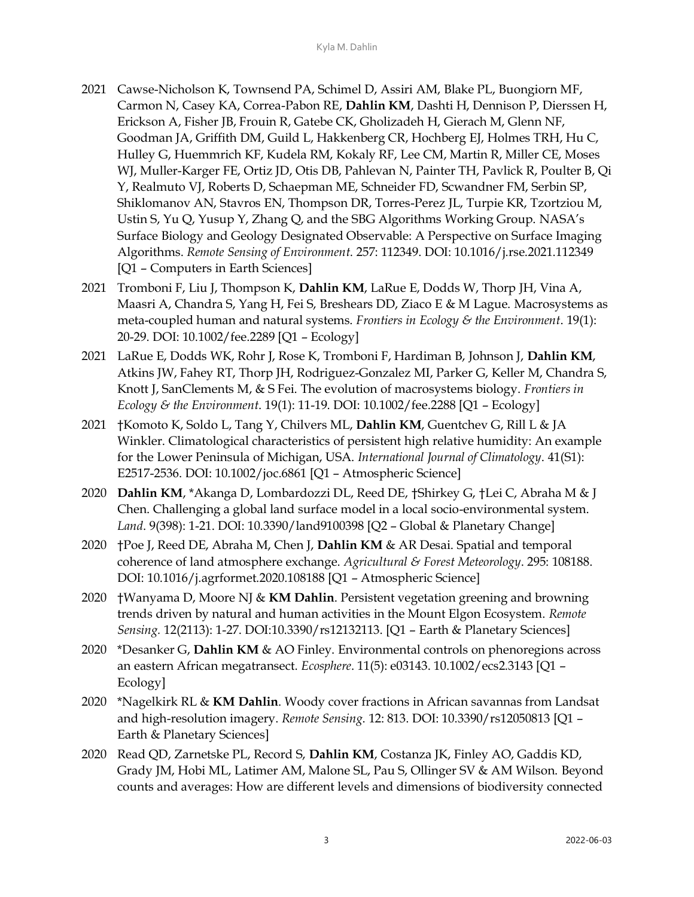2021 Cawse-Nicholson K, Townsend PA, Schimel D, Assiri AM, Blake PL, Buongiorn MF, Carmon N, Casey KA, Correa-Pabon RE, **Dahlin KM**, Dashti H, Dennison P, Dierssen H, Erickson A, Fisher JB, Frouin R, Gatebe CK, Gholizadeh H, Gierach M, Glenn NF, Goodman JA, Griffith DM, Guild L, Hakkenberg CR, Hochberg EJ, Holmes TRH, Hu C, Hulley G, Huemmrich KF, Kudela RM, Kokaly RF, Lee CM, Martin R, Miller CE, Moses WJ, Muller-Karger FE, Ortiz JD, Otis DB, Pahlevan N, Painter TH, Pavlick R, Poulter B, Qi Y, Realmuto VJ, Roberts D, Schaepman ME, Schneider FD, Scwandner FM, Serbin SP, Shiklomanov AN, Stavros EN, Thompson DR, Torres-Perez JL, Turpie KR, Tzortziou M, Ustin S, Yu Q, Yusup Y, Zhang Q, and the SBG Algorithms Working Group. NASA's Surface Biology and Geology Designated Observable: A Perspective on Surface Imaging Algorithms. *Remote Sensing of Environment.* 257: 112349. DOI: 10.1016/j.rse.2021.112349 [Q1 – Computers in Earth Sciences]

2021 Tromboni F, Liu J, Thompson K, **Dahlin KM**, LaRue E, Dodds W, Thorp JH, Vina A, Maasri A, Chandra S, Yang H, Fei S, Breshears DD, Ziaco E & M Lague. Macrosystems as meta-coupled human and natural systems. *Frontiers in Ecology & the Environment*. 19(1): 20-29. DOI: 10.1002/fee.2289 [Q1 – Ecology]

2021 LaRue E, Dodds WK, Rohr J, Rose K, Tromboni F, Hardiman B, Johnson J, **Dahlin KM**, Atkins JW, Fahey RT, Thorp JH, Rodriguez-Gonzalez MI, Parker G, Keller M, Chandra S, Knott J, SanClements M, & S Fei. The evolution of macrosystems biology. *Frontiers in Ecology & the Environment.* 19(1): 11-19. DOI: 10.1002/fee.2288 [Q1 – Ecology]

2021 †Komoto K, Soldo L, Tang Y, Chilvers ML, **Dahlin KM**, Guentchev G, Rill L & JA Winkler. Climatological characteristics of persistent high relative humidity: An example for the Lower Peninsula of Michigan, USA. *International Journal of Climatology*. 41(S1): E2517-2536. DOI: 10.1002/joc.6861 [Q1 – Atmospheric Science]

2020 **Dahlin KM**, *Akanga D, Lombardozzi DL, Reed DE, †Shirkey G, †Lei C, Abraha M & J Chen. Challenging a global land surface model in a local socio-environmental system. *Land*. 9(398): 1-21. DOI: 10.3390/land9100398 [Q2 – Global & Planetary Change]

2020 †Poe J, Reed DE, Abraha M, Chen J, **Dahlin KM** & AR Desai. Spatial and temporal coherence of land atmosphere exchange. *Agricultural & Forest Meteorology*. 295: 108188. DOI: 10.1016/j.agrformet.2020.108188 [Q1 – Atmospheric Science]

2020 †Wanyama D, Moore NJ & **KM Dahlin**. Persistent vegetation greening and browning trends driven by natural and human activities in the Mount Elgon Ecosystem. *Remote Sensing.* 12(2113): 1-27. DOI:10.3390/rs12132113. [Q1 – Earth & Planetary Sciences]

2020 *Desanker G, **Dahlin KM** & AO Finley. Environmental controls on phenoregions across an eastern African megatransect. *Ecosphere*. 11(5): e03143. 10.1002/ecs2.3143 [Q1 – Ecology]

2020 *Nagelkirk RL & **KM Dahlin**. Woody cover fractions in African savannas from Landsat and high-resolution imagery. *Remote Sensing.* 12: 813. DOI: 10.3390/rs12050813 [Q1 – Earth & Planetary Sciences]

2020 Read QD, Zarnetske PL, Record S, **Dahlin KM**, Costanza JK, Finley AO, Gaddis KD, Grady JM, Hobi ML, Latimer AM, Malone SL, Pau S, Ollinger SV & AM Wilson. Beyond counts and averages: How are different levels and dimensions of biodiversity connected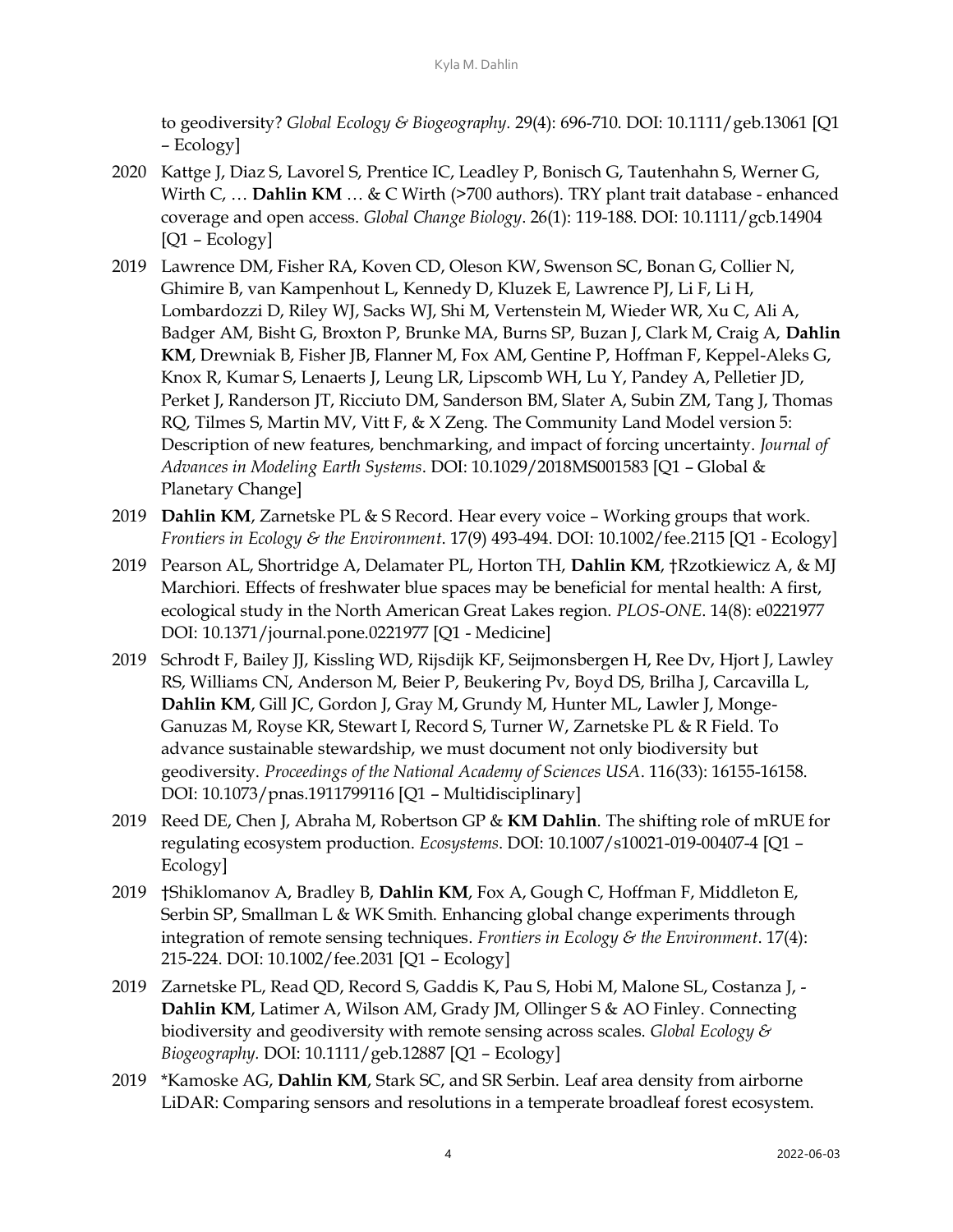to geodiversity? *Global Ecology & Biogeography*. 29(4): 696-710. DOI: 10.1111/geb.13061 [Q1 – Ecology]

2020 Kattge J, Diaz S, Lavorel S, Prentice IC, Leadley P, Bonisch G, Tautenhahn S, Werner G, Wirth C, … **Dahlin KM** … & C Wirth (>700 authors). TRY plant trait database - enhanced coverage and open access. *Global Change Biology*. 26(1): 119-188. DOI: 10.1111/gcb.14904 [Q1 – Ecology]

2019 Lawrence DM, Fisher RA, Koven CD, Oleson KW, Swenson SC, Bonan G, Collier N, Ghimire B, van Kampenhout L, Kennedy D, Kluzek E, Lawrence PJ, Li F, Li H, Lombardozzi D, Riley WJ, Sacks WJ, Shi M, Vertenstein M, Wieder WR, Xu C, Ali A, Badger AM, Bisht G, Broxton P, Brunke MA, Burns SP, Buzan J, Clark M, Craig A, **Dahlin KM**, Drewniak B, Fisher JB, Flanner M, Fox AM, Gentine P, Hoffman F, Keppel-Aleks G, Knox R, Kumar S, Lenaerts J, Leung LR, Lipscomb WH, Lu Y, Pandey A, Pelletier JD, Perket J, Randerson JT, Ricciuto DM, Sanderson BM, Slater A, Subin ZM, Tang J, Thomas RQ, Tilmes S, Martin MV, Vitt F, & X Zeng. The Community Land Model version 5: Description of new features, benchmarking, and impact of forcing uncertainty. *Journal of Advances in Modeling Earth Systems*. DOI: 10.1029/2018MS001583 [Q1 – Global & Planetary Change]

2019 **Dahlin KM**, Zarnetske PL & S Record. Hear every voice – Working groups that work. *Frontiers in Ecology & the Environment*. 17(9) 493-494. DOI: 10.1002/fee.2115 [Q1 - Ecology]

2019 Pearson AL, Shortridge A, Delamater PL, Horton TH, **Dahlin KM**, †Rzotkiewicz A, & MJ Marchiori. Effects of freshwater blue spaces may be beneficial for mental health: A first, ecological study in the North American Great Lakes region. *PLOS-ONE*. 14(8): e0221977 DOI: 10.1371/journal.pone.0221977 [Q1 - Medicine]

2019 Schrodt F, Bailey JJ, Kissling WD, Rijsdijk KF, Seijmonsbergen H, Ree Dv, Hjort J, Lawley RS, Williams CN, Anderson M, Beier P, Beukering Pv, Boyd DS, Brilha J, Carcavilla L, **Dahlin KM**, Gill JC, Gordon J, Gray M, Grundy M, Hunter ML, Lawler J, Monge-Ganuzas M, Royse KR, Stewart I, Record S, Turner W, Zarnetske PL & R Field. To advance sustainable stewardship, we must document not only biodiversity but geodiversity. *Proceedings of the National Academy of Sciences USA*. 116(33): 16155-16158. DOI: 10.1073/pnas.1911799116 [Q1 – Multidisciplinary]

2019 Reed DE, Chen J, Abraha M, Robertson GP & **KM Dahlin**. The shifting role of mRUE for regulating ecosystem production. *Ecosystems*. DOI: 10.1007/s10021-019-00407-4 [Q1 – Ecology]

2019 †Shiklomanov A, Bradley B, **Dahlin KM**, Fox A, Gough C, Hoffman F, Middleton E, Serbin SP, Smallman L & WK Smith. Enhancing global change experiments through integration of remote sensing techniques. *Frontiers in Ecology & the Environment*. 17(4): 215-224. DOI: 10.1002/fee.2031 [Q1 – Ecology]

2019 Zarnetske PL, Read QD, Record S, Gaddis K, Pau S, Hobi M, Malone SL, Costanza J, - **Dahlin KM**, Latimer A, Wilson AM, Grady JM, Ollinger S & AO Finley. Connecting biodiversity and geodiversity with remote sensing across scales. *Global Ecology & Biogeography.* DOI: 10.1111/geb.12887 [Q1 – Ecology]

2019 *Kamoske AG, **Dahlin KM**, Stark SC, and SR Serbin. Leaf area density from airborne LiDAR: Comparing sensors and resolutions in a temperate broadleaf forest ecosystem.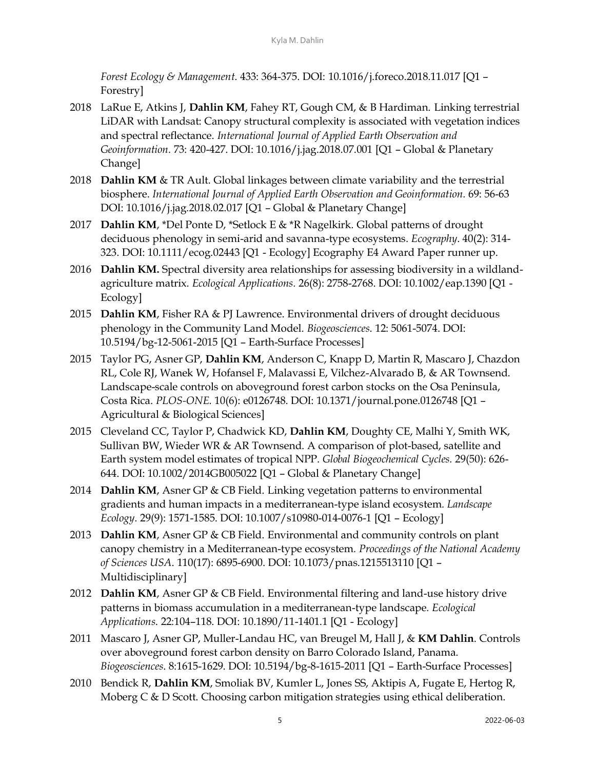*Forest Ecology & Management*. 433: 364-375. DOI: 10.1016/j.foreco.2018.11.017 [Q1 – Forestry]

2018 LaRue E, Atkins J, **Dahlin KM**, Fahey RT, Gough CM, & B Hardiman. Linking terrestrial LiDAR with Landsat: Canopy structural complexity is associated with vegetation indices and spectral reflectance. *International Journal of Applied Earth Observation and Geoinformation*. 73: 420-427. DOI: 10.1016/j.jag.2018.07.001 [Q1 – Global & Planetary Change]

2018 **Dahlin KM** & TR Ault. Global linkages between climate variability and the terrestrial biosphere. *International Journal of Applied Earth Observation and Geoinformation*. 69: 56-63 DOI: 10.1016/j.jag.2018.02.017 [Q1 – Global & Planetary Change]

2017 **Dahlin KM**, *Del Ponte D, *Setlock E & *R Nagelkirk. Global patterns of drought deciduous phenology in semi-arid and savanna-type ecosystems. *Ecography*. 40(2): 314-323. DOI: 10.1111/ecog.02443 [Q1 - Ecology] Ecography E4 Award Paper runner up.

2016 **Dahlin KM.** Spectral diversity area relationships for assessing biodiversity in a wildland-agriculture matrix. *Ecological Applications*. 26(8): 2758-2768. DOI: 10.1002/eap.1390 [Q1 - Ecology]

2015 **Dahlin KM**, Fisher RA & PJ Lawrence. Environmental drivers of drought deciduous phenology in the Community Land Model. *Biogeosciences*. 12: 5061-5074. DOI: 10.5194/bg-12-5061-2015 [Q1 – Earth-Surface Processes]

2015 Taylor PG, Asner GP, **Dahlin KM**, Anderson C, Knapp D, Martin R, Mascaro J, Chazdon RL, Cole RJ, Wanek W, Hofansel F, Malavassi E, Vilchez-Alvarado B, & AR Townsend. Landscape-scale controls on aboveground forest carbon stocks on the Osa Peninsula, Costa Rica. *PLOS-ONE*. 10(6): e0126748. DOI: 10.1371/journal.pone.0126748 [Q1 – Agricultural & Biological Sciences]

2015 Cleveland CC, Taylor P, Chadwick KD, **Dahlin KM**, Doughty CE, Malhi Y, Smith WK, Sullivan BW, Wieder WR & AR Townsend. A comparison of plot-based, satellite and Earth system model estimates of tropical NPP. *Global Biogeochemical Cycles*. 29(50): 626-644. DOI: 10.1002/2014GB005022 [Q1 – Global & Planetary Change]

2014 **Dahlin KM**, Asner GP & CB Field. Linking vegetation patterns to environmental gradients and human impacts in a mediterranean-type island ecosystem. *Landscape Ecology*. 29(9): 1571-1585. DOI: 10.1007/s10980-014-0076-1 [Q1 – Ecology]

2013 **Dahlin KM**, Asner GP & CB Field. Environmental and community controls on plant canopy chemistry in a Mediterranean-type ecosystem. *Proceedings of the National Academy of Sciences USA*. 110(17): 6895-6900. DOI: 10.1073/pnas.1215513110 [Q1 – Multidisciplinary]

2012 **Dahlin KM**, Asner GP & CB Field. Environmental filtering and land-use history drive patterns in biomass accumulation in a mediterranean-type landscape. *Ecological Applications*. 22:104–118. DOI: 10.1890/11-1401.1 [Q1 - Ecology]

2011 Mascaro J, Asner GP, Muller-Landau HC, van Breugel M, Hall J, & **KM Dahlin**. Controls over aboveground forest carbon density on Barro Colorado Island, Panama. *Biogeosciences*. 8:1615-1629. DOI: 10.5194/bg-8-1615-2011 [Q1 – Earth-Surface Processes]

2010 Bendick R, **Dahlin KM**, Smoliak BV, Kumler L, Jones SS, Aktipis A, Fugate E, Hertog R, Moberg C & D Scott. Choosing carbon mitigation strategies using ethical deliberation.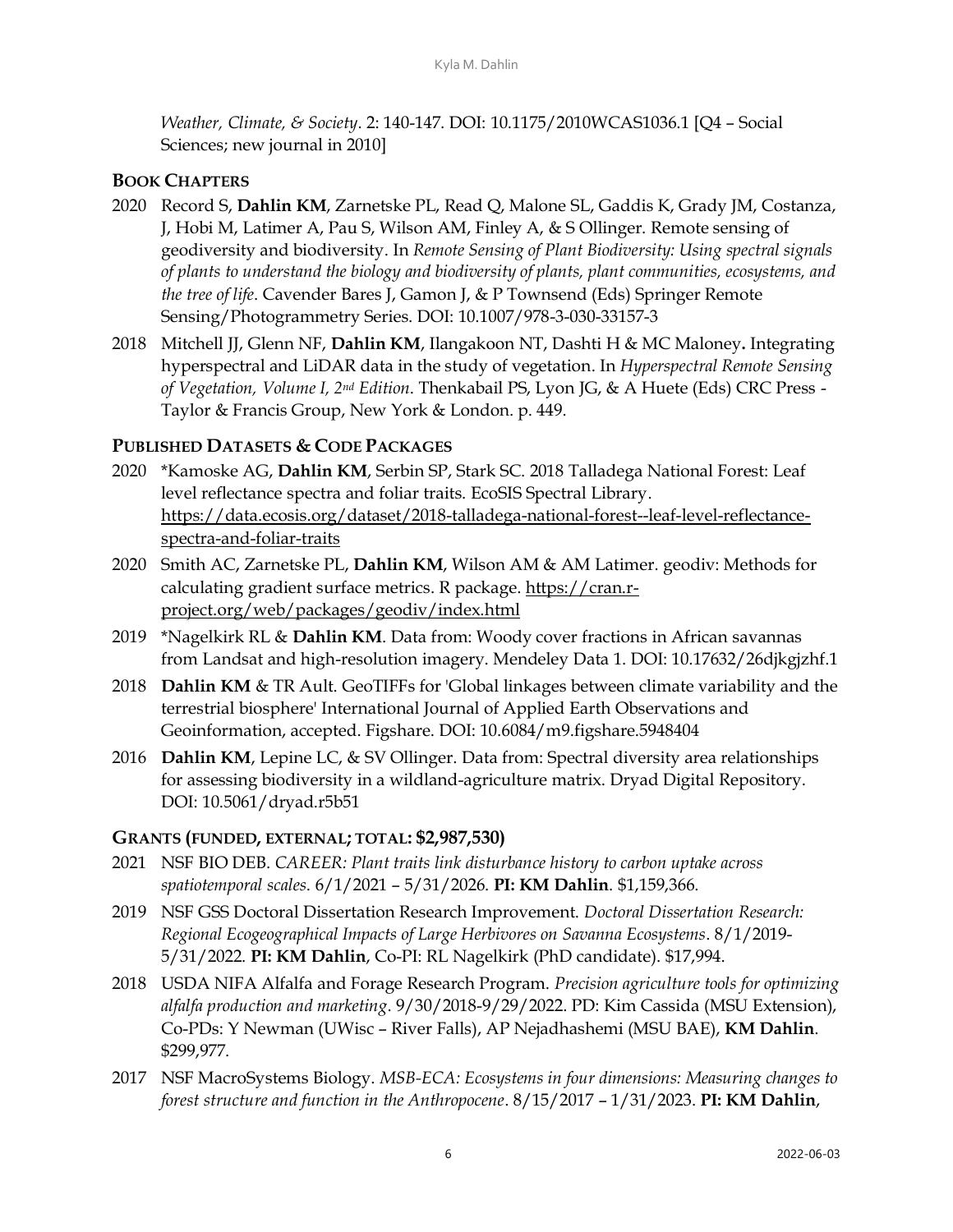*Weather, Climate, & Society*. 2: 140-147. DOI: 10.1175/2010WCAS1036.1 [Q4 – Social Sciences; new journal in 2010]

## BOOK CHAPTERS

2020 Record S, **Dahlin KM**, Zarnetske PL, Read Q, Malone SL, Gaddis K, Grady JM, Costanza, J, Hobi M, Latimer A, Pau S, Wilson AM, Finley A, & S Ollinger. Remote sensing of geodiversity and biodiversity. In *Remote Sensing of Plant Biodiversity: Using spectral signals of plants to understand the biology and biodiversity of plants, plant communities, ecosystems, and the tree of life*. Cavender Bares J, Gamon J, & P Townsend (Eds) Springer Remote Sensing/Photogrammetry Series. DOI: 10.1007/978-3-030-33157-3

2018 Mitchell JJ, Glenn NF, **Dahlin KM**, Ilangakoon NT, Dashti H & MC Maloney**.** Integrating hyperspectral and LiDAR data in the study of vegetation. In *Hyperspectral Remote Sensing of Vegetation, Volume I, 2nd Edition*. Thenkabail PS, Lyon JG, & A Huete (Eds) CRC Press - Taylor & Francis Group, New York & London. p. 449.

## PUBLISHED DATASETS & CODE PACKAGES

2020 *Kamoske AG, **Dahlin KM**, Serbin SP, Stark SC. 2018 Talladega National Forest: Leaf level reflectance spectra and foliar traits. EcoSIS Spectral Library. https://data.ecosis.org/dataset/2018-talladega-national-forest--leaf-level-reflectance-spectra-and-foliar-traits

2020 Smith AC, Zarnetske PL, **Dahlin KM**, Wilson AM & AM Latimer. geodiv: Methods for calculating gradient surface metrics. R package. https://cran.r-project.org/web/packages/geodiv/index.html

2019 *Nagelkirk RL & **Dahlin KM**. Data from: Woody cover fractions in African savannas from Landsat and high-resolution imagery. Mendeley Data 1. DOI: 10.17632/26djkgjzhf.1

2018 **Dahlin KM** & TR Ault. GeoTIFFs for 'Global linkages between climate variability and the terrestrial biosphere' International Journal of Applied Earth Observations and Geoinformation, accepted. Figshare. DOI: 10.6084/m9.figshare.5948404

2016 **Dahlin KM**, Lepine LC, & SV Ollinger. Data from: Spectral diversity area relationships for assessing biodiversity in a wildland-agriculture matrix. Dryad Digital Repository. DOI: 10.5061/dryad.r5b51

## GRANTS (FUNDED, EXTERNAL; TOTAL: $2,987,530)

2021 NSF BIO DEB. *CAREER: Plant traits link disturbance history to carbon uptake across spatiotemporal scales*. 6/1/2021 – 5/31/2026. **PI: KM Dahlin**. $1,159,366.

2019 NSF GSS Doctoral Dissertation Research Improvement. *Doctoral Dissertation Research: Regional Ecogeographical Impacts of Large Herbivores on Savanna Ecosystems*. 8/1/2019-5/31/2022. **PI: KM Dahlin**, Co-PI: RL Nagelkirk (PhD candidate). $17,994.

2018 USDA NIFA Alfalfa and Forage Research Program. *Precision agriculture tools for optimizing alfalfa production and marketing*. 9/30/2018-9/29/2022. PD: Kim Cassida (MSU Extension), Co-PDs: Y Newman (UWisc – River Falls), AP Nejadhashemi (MSU BAE), **KM Dahlin**. $299,977.

2017 NSF MacroSystems Biology. *MSB-ECA: Ecosystems in four dimensions: Measuring changes to forest structure and function in the Anthropocene*. 8/15/2017 – 1/31/2023. **PI: KM Dahlin**,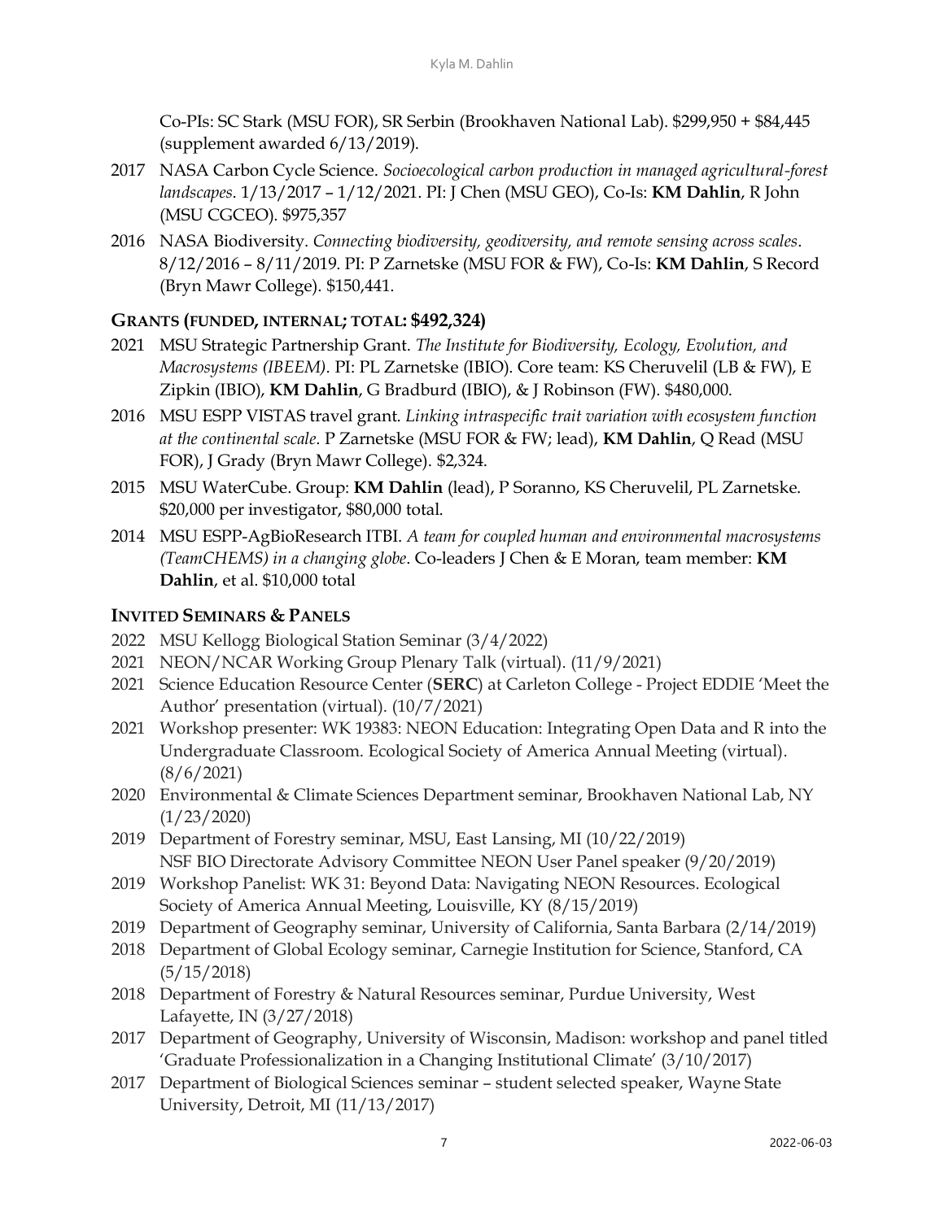Co-PIs: SC Stark (MSU FOR), SR Serbin (Brookhaven National Lab). $299,950 + $84,445 (supplement awarded 6/13/2019).

2017 NASA Carbon Cycle Science. *Socioecological carbon production in managed agricultural-forest landscapes*. 1/13/2017 – 1/12/2021. PI: J Chen (MSU GEO), Co-Is: **KM Dahlin**, R John (MSU CGCEO). $975,357

2016 NASA Biodiversity. *Connecting biodiversity, geodiversity, and remote sensing across scales*. 8/12/2016 – 8/11/2019. PI: P Zarnetske (MSU FOR & FW), Co-Is: **KM Dahlin**, S Record (Bryn Mawr College). $150,441.

## Grants (funded, internal; total: $492,324)

2021 MSU Strategic Partnership Grant. *The Institute for Biodiversity, Ecology, Evolution, and Macrosystems (IBEEM)*. PI: PL Zarnetske (IBIO). Core team: KS Cheruvelil (LB & FW), E Zipkin (IBIO), **KM Dahlin**, G Bradburd (IBIO), & J Robinson (FW). $480,000.

2016 MSU ESPP VISTAS travel grant. *Linking intraspecific trait variation with ecosystem function at the continental scale*. P Zarnetske (MSU FOR & FW; lead), **KM Dahlin**, Q Read (MSU FOR), J Grady (Bryn Mawr College). $2,324.

2015 MSU WaterCube. Group: **KM Dahlin** (lead), P Soranno, KS Cheruvelil, PL Zarnetske. $20,000 per investigator, $80,000 total.

2014 MSU ESPP-AgBioResearch ITBI. *A team for coupled human and environmental macrosystems (TeamCHEMS) in a changing globe*. Co-leaders J Chen & E Moran, team member: **KM Dahlin**, et al. $10,000 total

## Invited Seminars & Panels

2022 MSU Kellogg Biological Station Seminar (3/4/2022)

2021 NEON/NCAR Working Group Plenary Talk (virtual). (11/9/2021)

2021 Science Education Resource Center (**SERC**) at Carleton College - Project EDDIE 'Meet the Author' presentation (virtual). (10/7/2021)

2021 Workshop presenter: WK 19383: NEON Education: Integrating Open Data and R into the Undergraduate Classroom. Ecological Society of America Annual Meeting (virtual). (8/6/2021)

2020 Environmental & Climate Sciences Department seminar, Brookhaven National Lab, NY (1/23/2020)

2019 Department of Forestry seminar, MSU, East Lansing, MI (10/22/2019)
NSF BIO Directorate Advisory Committee NEON User Panel speaker (9/20/2019)

2019 Workshop Panelist: WK 31: Beyond Data: Navigating NEON Resources. Ecological Society of America Annual Meeting, Louisville, KY (8/15/2019)

2019 Department of Geography seminar, University of California, Santa Barbara (2/14/2019)

2018 Department of Global Ecology seminar, Carnegie Institution for Science, Stanford, CA (5/15/2018)

2018 Department of Forestry & Natural Resources seminar, Purdue University, West Lafayette, IN (3/27/2018)

2017 Department of Geography, University of Wisconsin, Madison: workshop and panel titled 'Graduate Professionalization in a Changing Institutional Climate' (3/10/2017)

2017 Department of Biological Sciences seminar – student selected speaker, Wayne State University, Detroit, MI (11/13/2017)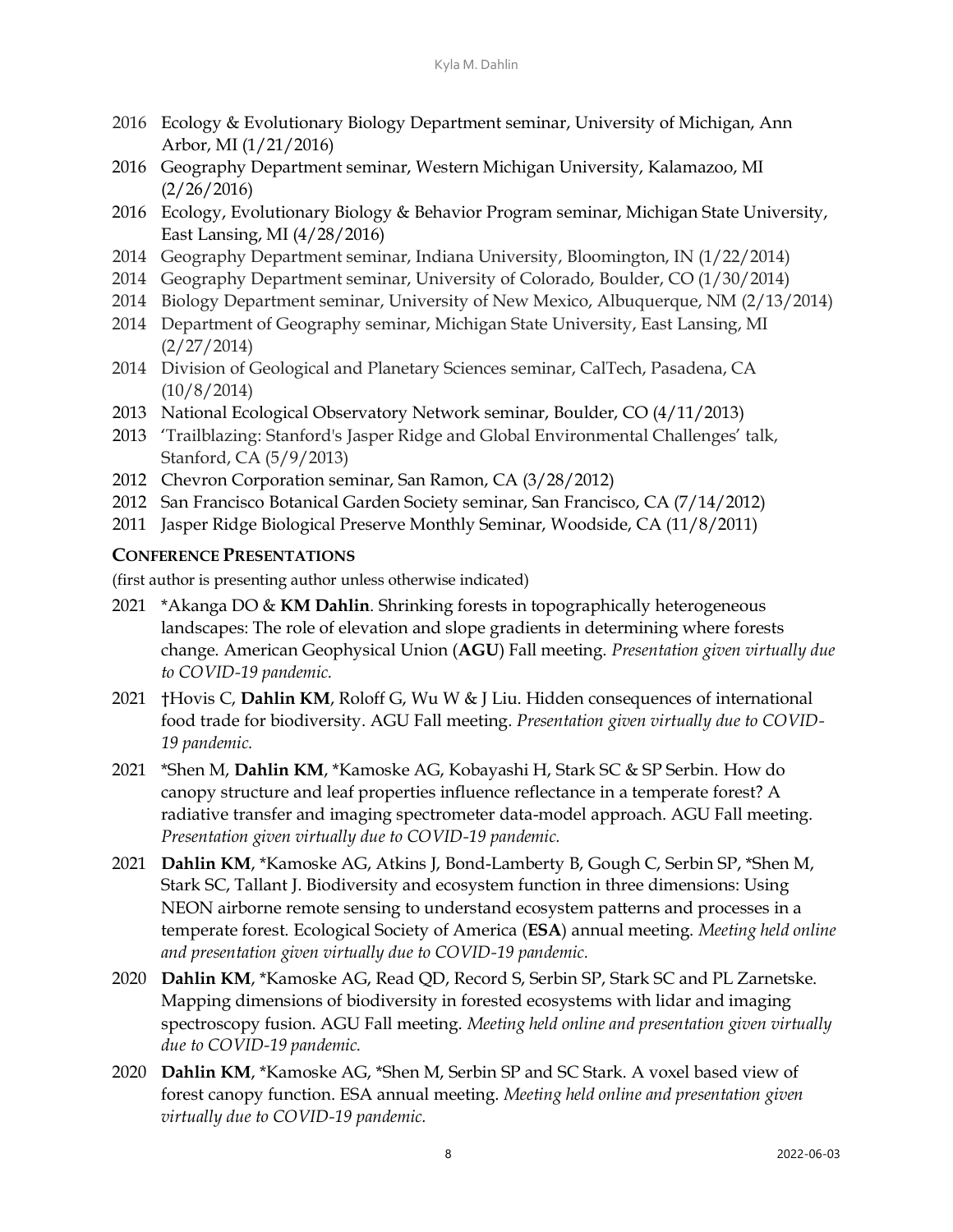- 2016 Ecology & Evolutionary Biology Department seminar, University of Michigan, Ann Arbor, MI (1/21/2016)
- 2016 Geography Department seminar, Western Michigan University, Kalamazoo, MI (2/26/2016)
- 2016 Ecology, Evolutionary Biology & Behavior Program seminar, Michigan State University, East Lansing, MI (4/28/2016)
- 2014 Geography Department seminar, Indiana University, Bloomington, IN (1/22/2014)
- 2014 Geography Department seminar, University of Colorado, Boulder, CO (1/30/2014)
- 2014 Biology Department seminar, University of New Mexico, Albuquerque, NM (2/13/2014)
- 2014 Department of Geography seminar, Michigan State University, East Lansing, MI (2/27/2014)
- 2014 Division of Geological and Planetary Sciences seminar, CalTech, Pasadena, CA (10/8/2014)
- 2013 National Ecological Observatory Network seminar, Boulder, CO (4/11/2013)
- 2013 'Trailblazing: Stanford's Jasper Ridge and Global Environmental Challenges' talk, Stanford, CA (5/9/2013)
- 2012 Chevron Corporation seminar, San Ramon, CA (3/28/2012)
- 2012 San Francisco Botanical Garden Society seminar, San Francisco, CA (7/14/2012)
- 2011 Jasper Ridge Biological Preserve Monthly Seminar, Woodside, CA (11/8/2011)

## CONFERENCE PRESENTATIONS

(first author is presenting author unless otherwise indicated)

- 2021 *Akanga DO & **KM Dahlin**. Shrinking forests in topographically heterogeneous landscapes: The role of elevation and slope gradients in determining where forests change. American Geophysical Union (**AGU**) Fall meeting. *Presentation given virtually due to COVID-19 pandemic.*
- 2021 †Hovis C, **Dahlin KM**, Roloff G, Wu W & J Liu. Hidden consequences of international food trade for biodiversity. AGU Fall meeting. *Presentation given virtually due to COVID-19 pandemic.*
- 2021 *Shen M, **Dahlin KM**, *Kamoske AG, Kobayashi H, Stark SC & SP Serbin. How do canopy structure and leaf properties influence reflectance in a temperate forest? A radiative transfer and imaging spectrometer data-model approach. AGU Fall meeting. *Presentation given virtually due to COVID-19 pandemic.*
- 2021 **Dahlin KM**, *Kamoske AG, Atkins J, Bond-Lamberty B, Gough C, Serbin SP, *Shen M, Stark SC, Tallant J. Biodiversity and ecosystem function in three dimensions: Using NEON airborne remote sensing to understand ecosystem patterns and processes in a temperate forest. Ecological Society of America (**ESA**) annual meeting. *Meeting held online and presentation given virtually due to COVID-19 pandemic.*
- 2020 **Dahlin KM**, *Kamoske AG, Read QD, Record S, Serbin SP, Stark SC and PL Zarnetske. Mapping dimensions of biodiversity in forested ecosystems with lidar and imaging spectroscopy fusion. AGU Fall meeting. *Meeting held online and presentation given virtually due to COVID-19 pandemic.*
- 2020 **Dahlin KM**, *Kamoske AG, *Shen M, Serbin SP and SC Stark. A voxel based view of forest canopy function. ESA annual meeting. *Meeting held online and presentation given virtually due to COVID-19 pandemic.*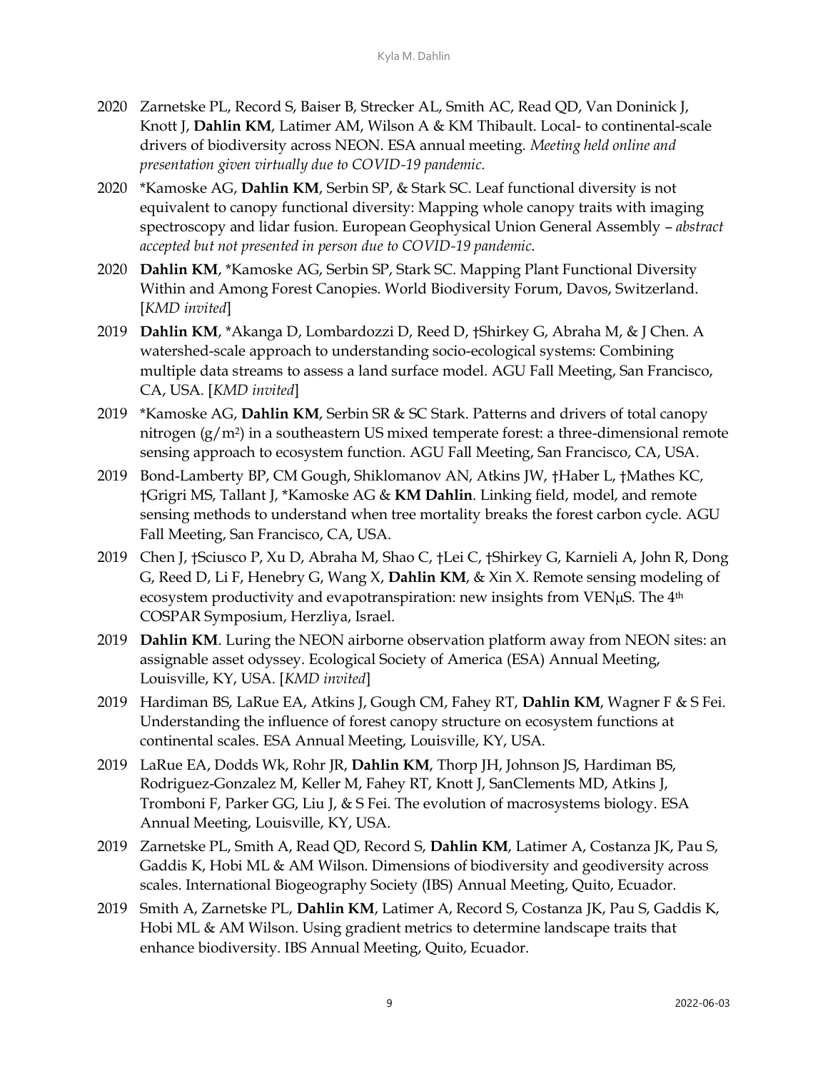2020 Zarnetske PL, Record S, Baiser B, Strecker AL, Smith AC, Read QD, Van Doninick J, Knott J, **Dahlin KM**, Latimer AM, Wilson A & KM Thibault. Local- to continental-scale drivers of biodiversity across NEON. ESA annual meeting. *Meeting held online and presentation given virtually due to COVID-19 pandemic.*

2020 *Kamoske AG, **Dahlin KM**, Serbin SP, & Stark SC. Leaf functional diversity is not equivalent to canopy functional diversity: Mapping whole canopy traits with imaging spectroscopy and lidar fusion. European Geophysical Union General Assembly – *abstract accepted but not presented in person due to COVID-19 pandemic.*

2020 **Dahlin KM**, *Kamoske AG, Serbin SP, Stark SC. Mapping Plant Functional Diversity Within and Among Forest Canopies. World Biodiversity Forum, Davos, Switzerland. [*KMD invited*]

2019 **Dahlin KM**, *Akanga D, Lombardozzi D, Reed D, †Shirkey G, Abraha M, & J Chen. A watershed-scale approach to understanding socio-ecological systems: Combining multiple data streams to assess a land surface model. AGU Fall Meeting, San Francisco, CA, USA. [*KMD invited*]

2019 *Kamoske AG, **Dahlin KM**, Serbin SR & SC Stark. Patterns and drivers of total canopy nitrogen ($g/m^2$) in a southeastern US mixed temperate forest: a three-dimensional remote sensing approach to ecosystem function. AGU Fall Meeting, San Francisco, CA, USA.

2019 Bond-Lamberty BP, CM Gough, Shiklomanov AN, Atkins JW, †Haber L, †Mathes KC, †Grigri MS, Tallant J, *Kamoske AG & **KM Dahlin**. Linking field, model, and remote sensing methods to understand when tree mortality breaks the forest carbon cycle. AGU Fall Meeting, San Francisco, CA, USA.

2019 Chen J, †Sciusco P, Xu D, Abraha M, Shao C, †Lei C, †Shirkey G, Karnieli A, John R, Dong G, Reed D, Li F, Henebry G, Wang X, **Dahlin KM**, & Xin X. Remote sensing modeling of ecosystem productivity and evapotranspiration: new insights from VENμS. The 4th COSPAR Symposium, Herzliya, Israel.

2019 **Dahlin KM**. Luring the NEON airborne observation platform away from NEON sites: an assignable asset odyssey. Ecological Society of America (ESA) Annual Meeting, Louisville, KY, USA. [*KMD invited*]

2019 Hardiman BS, LaRue EA, Atkins J, Gough CM, Fahey RT, **Dahlin KM**, Wagner F & S Fei. Understanding the influence of forest canopy structure on ecosystem functions at continental scales. ESA Annual Meeting, Louisville, KY, USA.

2019 LaRue EA, Dodds Wk, Rohr JR, **Dahlin KM**, Thorp JH, Johnson JS, Hardiman BS, Rodriguez-Gonzalez M, Keller M, Fahey RT, Knott J, SanClements MD, Atkins J, Tromboni F, Parker GG, Liu J, & S Fei. The evolution of macrosystems biology. ESA Annual Meeting, Louisville, KY, USA.

2019 Zarnetske PL, Smith A, Read QD, Record S, **Dahlin KM**, Latimer A, Costanza JK, Pau S, Gaddis K, Hobi ML & AM Wilson. Dimensions of biodiversity and geodiversity across scales. International Biogeography Society (IBS) Annual Meeting, Quito, Ecuador.

2019 Smith A, Zarnetske PL, **Dahlin KM**, Latimer A, Record S, Costanza JK, Pau S, Gaddis K, Hobi ML & AM Wilson. Using gradient metrics to determine landscape traits that enhance biodiversity. IBS Annual Meeting, Quito, Ecuador.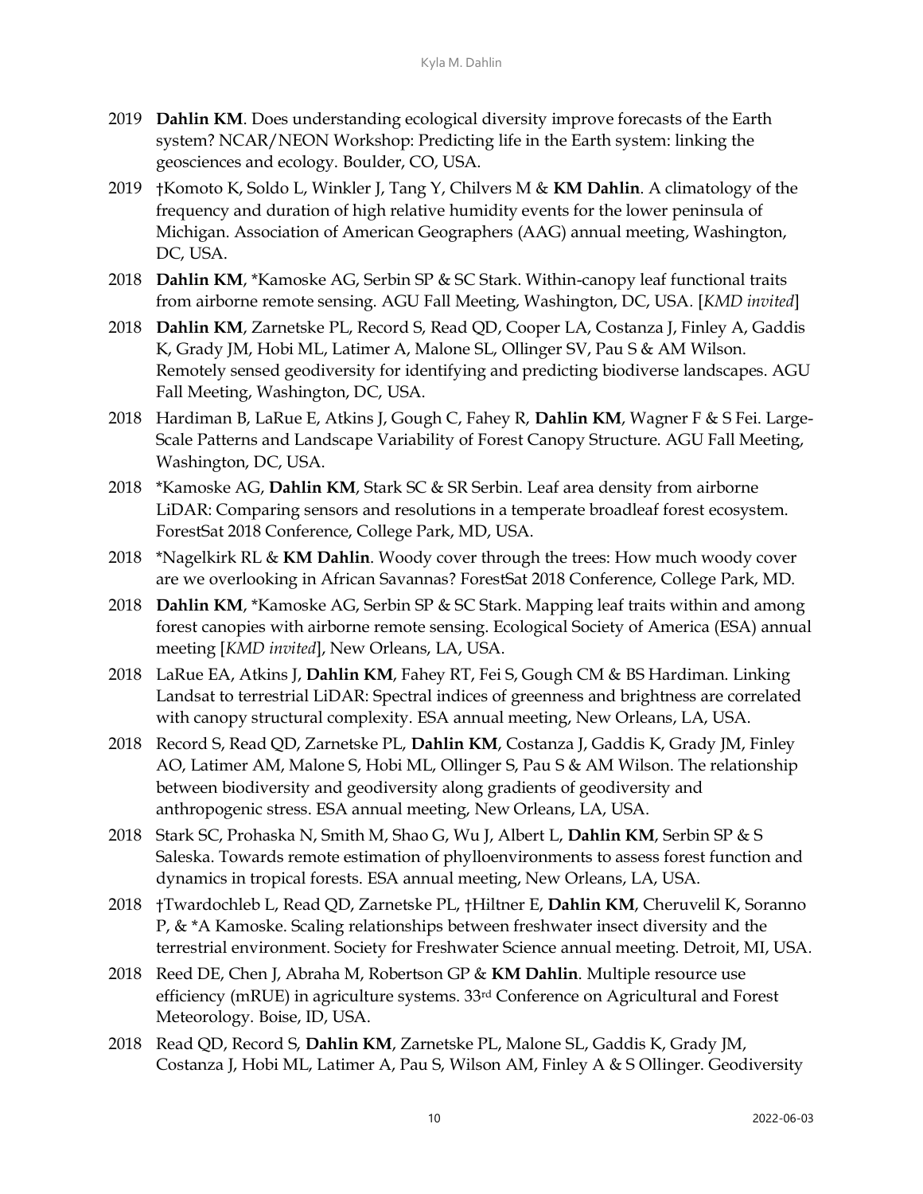2019 **Dahlin KM**. Does understanding ecological diversity improve forecasts of the Earth system? NCAR/NEON Workshop: Predicting life in the Earth system: linking the geosciences and ecology. Boulder, CO, USA.

2019 †Komoto K, Soldo L, Winkler J, Tang Y, Chilvers M & **KM Dahlin**. A climatology of the frequency and duration of high relative humidity events for the lower peninsula of Michigan. Association of American Geographers (AAG) annual meeting, Washington, DC, USA.

2018 **Dahlin KM**, *Kamoske AG, Serbin SP & SC Stark. Within-canopy leaf functional traits from airborne remote sensing. AGU Fall Meeting, Washington, DC, USA. [*KMD invited*]

2018 **Dahlin KM**, Zarnetske PL, Record S, Read QD, Cooper LA, Costanza J, Finley A, Gaddis K, Grady JM, Hobi ML, Latimer A, Malone SL, Ollinger SV, Pau S & AM Wilson. Remotely sensed geodiversity for identifying and predicting biodiverse landscapes. AGU Fall Meeting, Washington, DC, USA.

2018 Hardiman B, LaRue E, Atkins J, Gough C, Fahey R, **Dahlin KM**, Wagner F & S Fei. Large-Scale Patterns and Landscape Variability of Forest Canopy Structure. AGU Fall Meeting, Washington, DC, USA.

2018 *Kamoske AG, **Dahlin KM**, Stark SC & SR Serbin. Leaf area density from airborne LiDAR: Comparing sensors and resolutions in a temperate broadleaf forest ecosystem. ForestSat 2018 Conference, College Park, MD, USA.

2018 *Nagelkirk RL & **KM Dahlin**. Woody cover through the trees: How much woody cover are we overlooking in African Savannas? ForestSat 2018 Conference, College Park, MD.

2018 **Dahlin KM**, *Kamoske AG, Serbin SP & SC Stark. Mapping leaf traits within and among forest canopies with airborne remote sensing. Ecological Society of America (ESA) annual meeting [*KMD invited*], New Orleans, LA, USA.

2018 LaRue EA, Atkins J, **Dahlin KM**, Fahey RT, Fei S, Gough CM & BS Hardiman. Linking Landsat to terrestrial LiDAR: Spectral indices of greenness and brightness are correlated with canopy structural complexity. ESA annual meeting, New Orleans, LA, USA.

2018 Record S, Read QD, Zarnetske PL, **Dahlin KM**, Costanza J, Gaddis K, Grady JM, Finley AO, Latimer AM, Malone S, Hobi ML, Ollinger S, Pau S & AM Wilson. The relationship between biodiversity and geodiversity along gradients of geodiversity and anthropogenic stress. ESA annual meeting, New Orleans, LA, USA.

2018 Stark SC, Prohaska N, Smith M, Shao G, Wu J, Albert L, **Dahlin KM**, Serbin SP & S Saleska. Towards remote estimation of phylloenvironments to assess forest function and dynamics in tropical forests. ESA annual meeting, New Orleans, LA, USA.

2018 †Twardochleb L, Read QD, Zarnetske PL, †Hiltner E, **Dahlin KM**, Cheruvelil K, Soranno P, & *A Kamoske. Scaling relationships between freshwater insect diversity and the terrestrial environment. Society for Freshwater Science annual meeting. Detroit, MI, USA.

2018 Reed DE, Chen J, Abraha M, Robertson GP & **KM Dahlin**. Multiple resource use efficiency (mRUE) in agriculture systems. 33rd Conference on Agricultural and Forest Meteorology. Boise, ID, USA.

2018 Read QD, Record S, **Dahlin KM**, Zarnetske PL, Malone SL, Gaddis K, Grady JM, Costanza J, Hobi ML, Latimer A, Pau S, Wilson AM, Finley A & S Ollinger. Geodiversity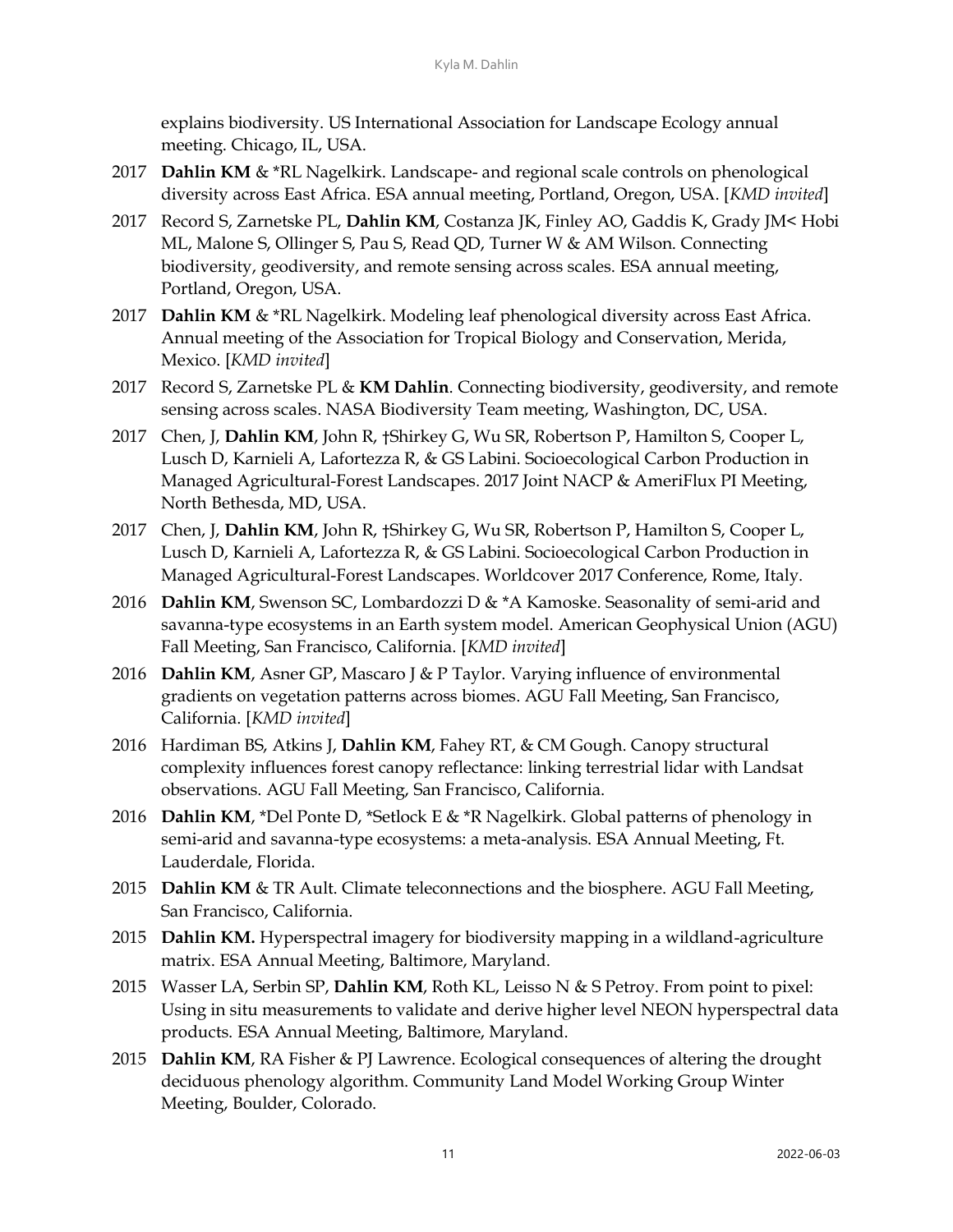explains biodiversity. US International Association for Landscape Ecology annual meeting. Chicago, IL, USA.

2017 **Dahlin KM** & *RL Nagelkirk. Landscape- and regional scale controls on phenological diversity across East Africa. ESA annual meeting, Portland, Oregon, USA. [*KMD invited*]

2017 Record S, Zarnetske PL, **Dahlin KM**, Costanza JK, Finley AO, Gaddis K, Grady JM< Hobi ML, Malone S, Ollinger S, Pau S, Read QD, Turner W & AM Wilson. Connecting biodiversity, geodiversity, and remote sensing across scales. ESA annual meeting, Portland, Oregon, USA.

2017 **Dahlin KM** & *RL Nagelkirk. Modeling leaf phenological diversity across East Africa. Annual meeting of the Association for Tropical Biology and Conservation, Merida, Mexico. [*KMD invited*]

2017 Record S, Zarnetske PL & **KM Dahlin**. Connecting biodiversity, geodiversity, and remote sensing across scales. NASA Biodiversity Team meeting, Washington, DC, USA.

2017 Chen, J, **Dahlin KM**, John R, †Shirkey G, Wu SR, Robertson P, Hamilton S, Cooper L, Lusch D, Karnieli A, Lafortezza R, & GS Labini. Socioecological Carbon Production in Managed Agricultural-Forest Landscapes. 2017 Joint NACP & AmeriFlux PI Meeting, North Bethesda, MD, USA.

2017 Chen, J, **Dahlin KM**, John R, †Shirkey G, Wu SR, Robertson P, Hamilton S, Cooper L, Lusch D, Karnieli A, Lafortezza R, & GS Labini. Socioecological Carbon Production in Managed Agricultural-Forest Landscapes. Worldcover 2017 Conference, Rome, Italy.

2016 **Dahlin KM**, Swenson SC, Lombardozzi D & *A Kamoske. Seasonality of semi-arid and savanna-type ecosystems in an Earth system model. American Geophysical Union (AGU) Fall Meeting, San Francisco, California. [*KMD invited*]

2016 **Dahlin KM**, Asner GP, Mascaro J & P Taylor. Varying influence of environmental gradients on vegetation patterns across biomes. AGU Fall Meeting, San Francisco, California. [*KMD invited*]

2016 Hardiman BS, Atkins J, **Dahlin KM**, Fahey RT, & CM Gough. Canopy structural complexity influences forest canopy reflectance: linking terrestrial lidar with Landsat observations. AGU Fall Meeting, San Francisco, California.

2016 **Dahlin KM**, *Del Ponte D, *Setlock E & *R Nagelkirk. Global patterns of phenology in semi-arid and savanna-type ecosystems: a meta-analysis. ESA Annual Meeting, Ft. Lauderdale, Florida.

2015 **Dahlin KM** & TR Ault. Climate teleconnections and the biosphere. AGU Fall Meeting, San Francisco, California.

2015 **Dahlin KM.** Hyperspectral imagery for biodiversity mapping in a wildland-agriculture matrix. ESA Annual Meeting, Baltimore, Maryland.

2015 Wasser LA, Serbin SP, **Dahlin KM**, Roth KL, Leisso N & S Petroy. From point to pixel: Using in situ measurements to validate and derive higher level NEON hyperspectral data products. ESA Annual Meeting, Baltimore, Maryland.

2015 **Dahlin KM**, RA Fisher & PJ Lawrence. Ecological consequences of altering the drought deciduous phenology algorithm. Community Land Model Working Group Winter Meeting, Boulder, Colorado.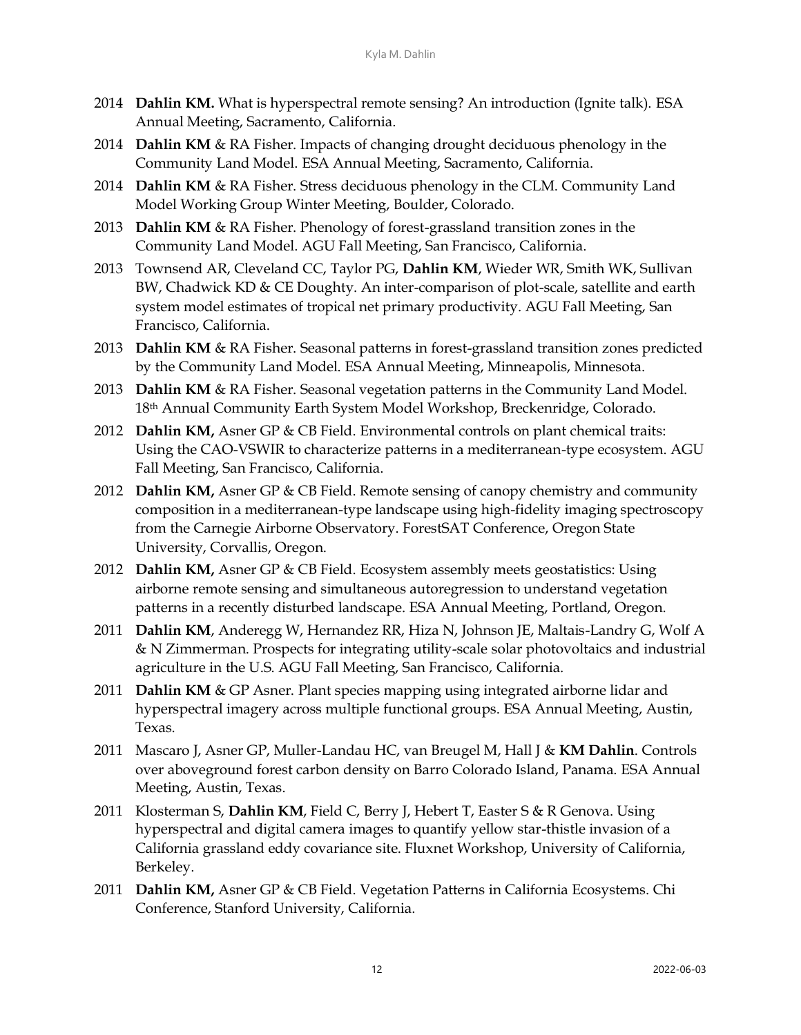- 2014 **Dahlin KM.** What is hyperspectral remote sensing? An introduction (Ignite talk). ESA Annual Meeting, Sacramento, California.
- 2014 **Dahlin KM** & RA Fisher. Impacts of changing drought deciduous phenology in the Community Land Model. ESA Annual Meeting, Sacramento, California.
- 2014 **Dahlin KM** & RA Fisher. Stress deciduous phenology in the CLM. Community Land Model Working Group Winter Meeting, Boulder, Colorado.
- 2013 **Dahlin KM** & RA Fisher. Phenology of forest-grassland transition zones in the Community Land Model. AGU Fall Meeting, San Francisco, California.
- 2013 Townsend AR, Cleveland CC, Taylor PG, **Dahlin KM**, Wieder WR, Smith WK, Sullivan BW, Chadwick KD & CE Doughty. An inter-comparison of plot-scale, satellite and earth system model estimates of tropical net primary productivity. AGU Fall Meeting, San Francisco, California.
- 2013 **Dahlin KM** & RA Fisher. Seasonal patterns in forest-grassland transition zones predicted by the Community Land Model. ESA Annual Meeting, Minneapolis, Minnesota.
- 2013 **Dahlin KM** & RA Fisher. Seasonal vegetation patterns in the Community Land Model. 18th Annual Community Earth System Model Workshop, Breckenridge, Colorado.
- 2012 **Dahlin KM,** Asner GP & CB Field. Environmental controls on plant chemical traits: Using the CAO-VSWIR to characterize patterns in a mediterranean-type ecosystem. AGU Fall Meeting, San Francisco, California.
- 2012 **Dahlin KM,** Asner GP & CB Field. Remote sensing of canopy chemistry and community composition in a mediterranean-type landscape using high-fidelity imaging spectroscopy from the Carnegie Airborne Observatory. ForestSAT Conference, Oregon State University, Corvallis, Oregon.
- 2012 **Dahlin KM,** Asner GP & CB Field. Ecosystem assembly meets geostatistics: Using airborne remote sensing and simultaneous autoregression to understand vegetation patterns in a recently disturbed landscape. ESA Annual Meeting, Portland, Oregon.
- 2011 **Dahlin KM**, Anderegg W, Hernandez RR, Hiza N, Johnson JE, Maltais-Landry G, Wolf A & N Zimmerman. Prospects for integrating utility-scale solar photovoltaics and industrial agriculture in the U.S. AGU Fall Meeting, San Francisco, California.
- 2011 **Dahlin KM** & GP Asner. Plant species mapping using integrated airborne lidar and hyperspectral imagery across multiple functional groups. ESA Annual Meeting, Austin, Texas.
- 2011 Mascaro J, Asner GP, Muller-Landau HC, van Breugel M, Hall J & **KM Dahlin**. Controls over aboveground forest carbon density on Barro Colorado Island, Panama. ESA Annual Meeting, Austin, Texas.
- 2011 Klosterman S, **Dahlin KM**, Field C, Berry J, Hebert T, Easter S & R Genova. Using hyperspectral and digital camera images to quantify yellow star-thistle invasion of a California grassland eddy covariance site. Fluxnet Workshop, University of California, Berkeley.
- 2011 **Dahlin KM,** Asner GP & CB Field. Vegetation Patterns in California Ecosystems. Chi Conference, Stanford University, California.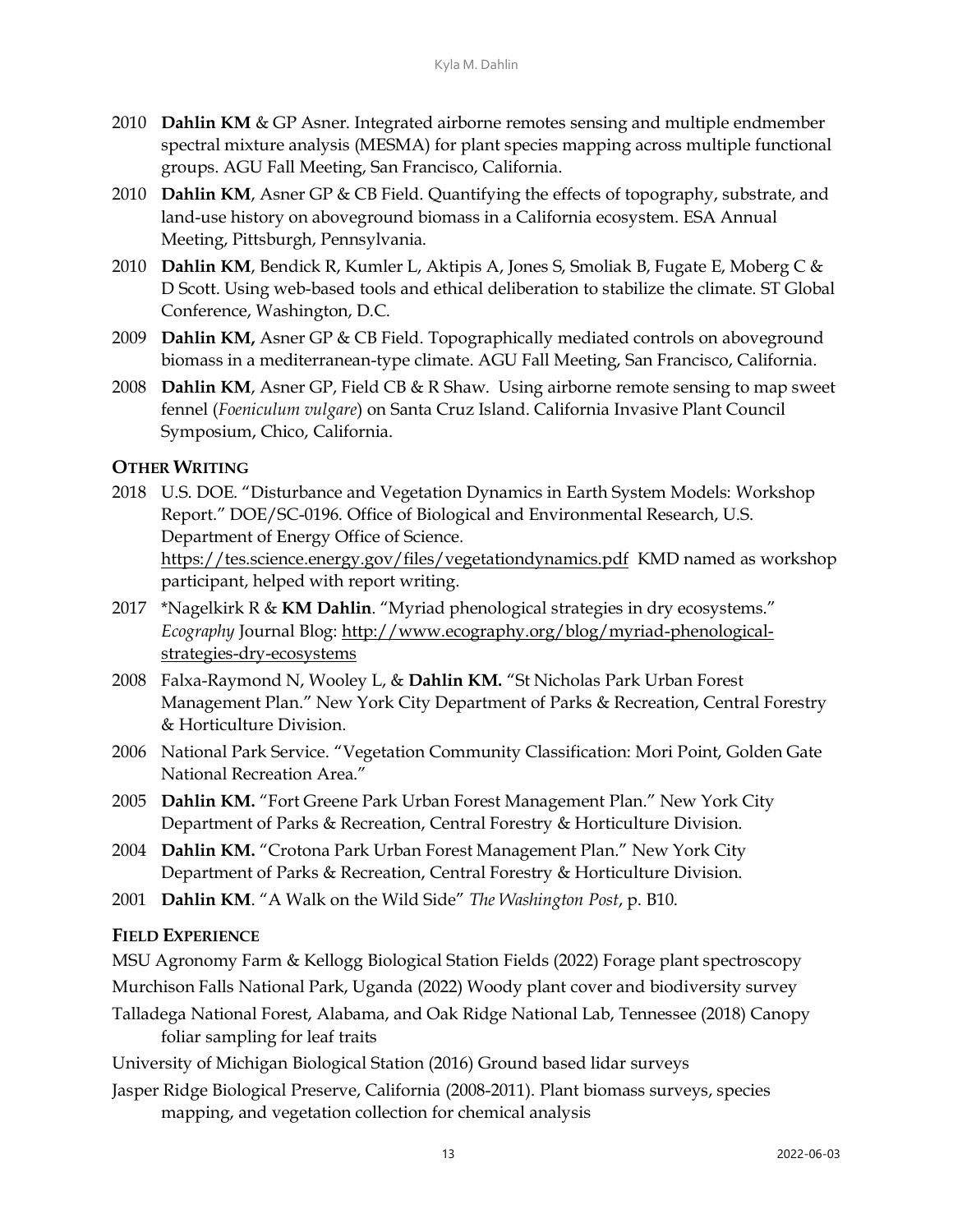2010 **Dahlin KM** & GP Asner. Integrated airborne remotes sensing and multiple endmember spectral mixture analysis (MESMA) for plant species mapping across multiple functional groups. AGU Fall Meeting, San Francisco, California.

2010 **Dahlin KM**, Asner GP & CB Field. Quantifying the effects of topography, substrate, and land-use history on aboveground biomass in a California ecosystem. ESA Annual Meeting, Pittsburgh, Pennsylvania.

2010 **Dahlin KM**, Bendick R, Kumler L, Aktipis A, Jones S, Smoliak B, Fugate E, Moberg C & D Scott. Using web-based tools and ethical deliberation to stabilize the climate. ST Global Conference, Washington, D.C.

2009 **Dahlin KM,** Asner GP & CB Field. Topographically mediated controls on aboveground biomass in a mediterranean-type climate. AGU Fall Meeting, San Francisco, California.

2008 **Dahlin KM**, Asner GP, Field CB & R Shaw. Using airborne remote sensing to map sweet fennel (*Foeniculum vulgare*) on Santa Cruz Island. California Invasive Plant Council Symposium, Chico, California.

### OTHER WRITING

2018 U.S. DOE. "Disturbance and Vegetation Dynamics in Earth System Models: Workshop Report." DOE/SC-0196. Office of Biological and Environmental Research, U.S. Department of Energy Office of Science. https://tes.science.energy.gov/files/vegetationdynamics.pdf KMD named as workshop participant, helped with report writing.

2017 *Nagelkirk R & **KM Dahlin**. "Myriad phenological strategies in dry ecosystems." *Ecography* Journal Blog: http://www.ecography.org/blog/myriad-phenological-strategies-dry-ecosystems

2008 Falxa-Raymond N, Wooley L, & **Dahlin KM.** "St Nicholas Park Urban Forest Management Plan." New York City Department of Parks & Recreation, Central Forestry & Horticulture Division.

2006 National Park Service. "Vegetation Community Classification: Mori Point, Golden Gate National Recreation Area."

2005 **Dahlin KM.** "Fort Greene Park Urban Forest Management Plan." New York City Department of Parks & Recreation, Central Forestry & Horticulture Division.

2004 **Dahlin KM.** "Crotona Park Urban Forest Management Plan." New York City Department of Parks & Recreation, Central Forestry & Horticulture Division.

2001 **Dahlin KM**. "A Walk on the Wild Side" *The Washington Post*, p. B10.

### FIELD EXPERIENCE

MSU Agronomy Farm & Kellogg Biological Station Fields (2022) Forage plant spectroscopy

Murchison Falls National Park, Uganda (2022) Woody plant cover and biodiversity survey

Talladega National Forest, Alabama, and Oak Ridge National Lab, Tennessee (2018) Canopy foliar sampling for leaf traits

University of Michigan Biological Station (2016) Ground based lidar surveys

Jasper Ridge Biological Preserve, California (2008-2011). Plant biomass surveys, species mapping, and vegetation collection for chemical analysis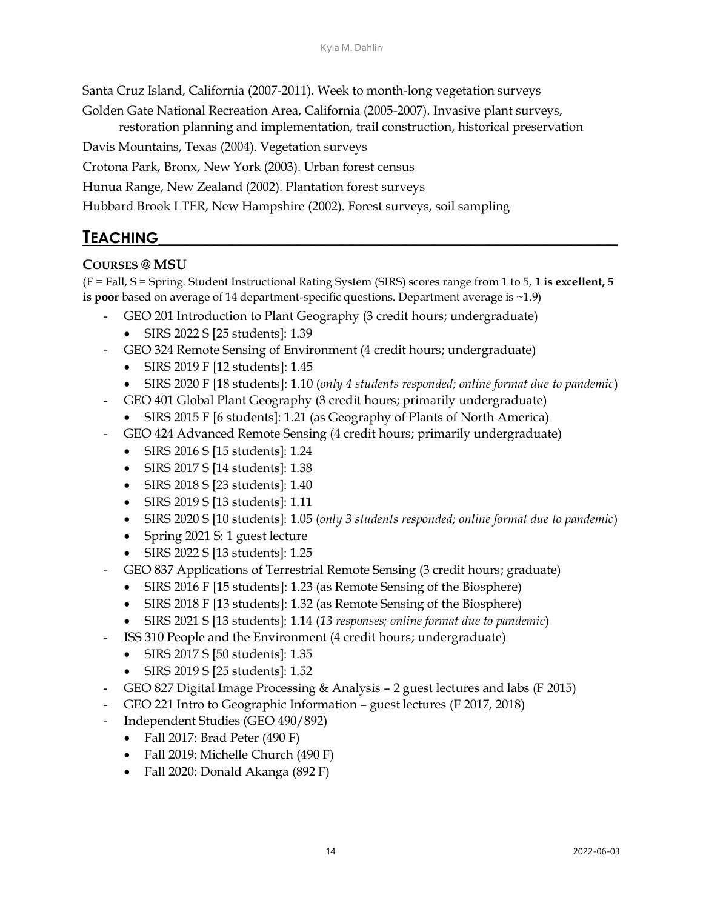Santa Cruz Island, California (2007-2011). Week to month-long vegetation surveys

Golden Gate National Recreation Area, California (2005-2007). Invasive plant surveys, restoration planning and implementation, trail construction, historical preservation

Davis Mountains, Texas (2004). Vegetation surveys

Crotona Park, Bronx, New York (2003). Urban forest census

Hunua Range, New Zealand (2002). Plantation forest surveys

Hubbard Brook LTER, New Hampshire (2002). Forest surveys, soil sampling

## TEACHING

### COURSES @ MSU

(F = Fall, S = Spring. Student Instructional Rating System (SIRS) scores range from 1 to 5, **1 is excellent, 5 is poor** based on average of 14 department-specific questions. Department average is ~1.9)

- GEO 201 Introduction to Plant Geography (3 credit hours; undergraduate)
  - SIRS 2022 S [25 students]: 1.39
- GEO 324 Remote Sensing of Environment (4 credit hours; undergraduate)
  - SIRS 2019 F [12 students]: 1.45
  - SIRS 2020 F [18 students]: 1.10 (*only 4 students responded; online format due to pandemic*)
- GEO 401 Global Plant Geography (3 credit hours; primarily undergraduate)
  - SIRS 2015 F [6 students]: 1.21 (as Geography of Plants of North America)
- GEO 424 Advanced Remote Sensing (4 credit hours; primarily undergraduate)
  - SIRS 2016 S [15 students]: 1.24
  - SIRS 2017 S [14 students]: 1.38
  - SIRS 2018 S [23 students]: 1.40
  - SIRS 2019 S [13 students]: 1.11
  - SIRS 2020 S [10 students]: 1.05 (*only 3 students responded; online format due to pandemic*)
  - Spring 2021 S: 1 guest lecture
  - SIRS 2022 S [13 students]: 1.25
- GEO 837 Applications of Terrestrial Remote Sensing (3 credit hours; graduate)
  - SIRS 2016 F [15 students]: 1.23 (as Remote Sensing of the Biosphere)
  - SIRS 2018 F [13 students]: 1.32 (as Remote Sensing of the Biosphere)
  - SIRS 2021 S [13 students]: 1.14 (*13 responses; online format due to pandemic*)
- ISS 310 People and the Environment (4 credit hours; undergraduate)
  - SIRS 2017 S [50 students]: 1.35
  - SIRS 2019 S [25 students]: 1.52
- GEO 827 Digital Image Processing & Analysis – 2 guest lectures and labs (F 2015)
- GEO 221 Intro to Geographic Information – guest lectures (F 2017, 2018)
- Independent Studies (GEO 490/892)
  - Fall 2017: Brad Peter (490 F)
  - Fall 2019: Michelle Church (490 F)
  - Fall 2020: Donald Akanga (892 F)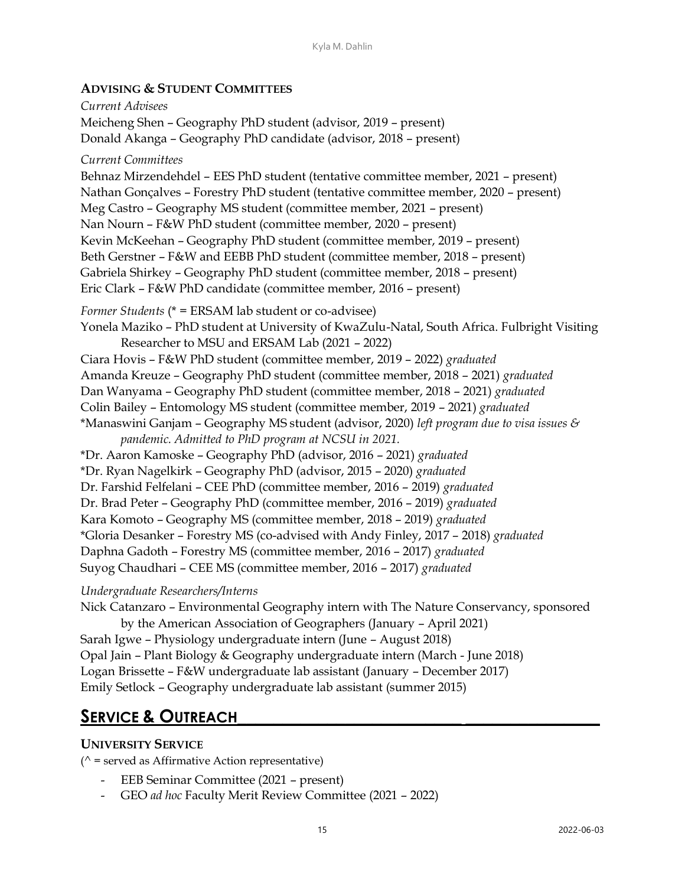### ADVISING & STUDENT COMMITTEES

*Current Advisees*

Meicheng Shen – Geography PhD student (advisor, 2019 – present)
Donald Akanga – Geography PhD candidate (advisor, 2018 – present)

*Current Committees*

Behnaz Mirzendehdel – EES PhD student (tentative committee member, 2021 – present)
Nathan Gonçalves – Forestry PhD student (tentative committee member, 2020 – present)
Meg Castro – Geography MS student (committee member, 2021 – present)
Nan Nourn – F&W PhD student (committee member, 2020 – present)
Kevin McKeehan – Geography PhD student (committee member, 2019 – present)
Beth Gerstner – F&W and EEBB PhD student (committee member, 2018 – present)
Gabriela Shirkey – Geography PhD student (committee member, 2018 – present)
Eric Clark – F&W PhD candidate (committee member, 2016 – present)

*Former Students* (* = ERSAM lab student or co-advisee)

Yonela Maziko – PhD student at University of KwaZulu-Natal, South Africa. Fulbright Visiting Researcher to MSU and ERSAM Lab (2021 – 2022)
Ciara Hovis – F&W PhD student (committee member, 2019 – 2022) *graduated*
Amanda Kreuze – Geography PhD student (committee member, 2018 – 2021) *graduated*
Dan Wanyama – Geography PhD student (committee member, 2018 – 2021) *graduated*
Colin Bailey – Entomology MS student (committee member, 2019 – 2021) *graduated*
*Manaswini Ganjam – Geography MS student (advisor, 2020) *left program due to visa issues & pandemic. Admitted to PhD program at NCSU in 2021.*
*Dr. Aaron Kamoske – Geography PhD (advisor, 2016 – 2021) *graduated*
*Dr. Ryan Nagelkirk – Geography PhD (advisor, 2015 – 2020) *graduated*
Dr. Farshid Felfelani – CEE PhD (committee member, 2016 – 2019) *graduated*
Dr. Brad Peter – Geography PhD (committee member, 2016 – 2019) *graduated*
Kara Komoto – Geography MS (committee member, 2018 – 2019) *graduated*
*Gloria Desanker – Forestry MS (co-advised with Andy Finley, 2017 – 2018) *graduated*
Daphna Gadoth – Forestry MS (committee member, 2016 – 2017) *graduated*
Suyog Chaudhari – CEE MS (committee member, 2016 – 2017) *graduated*

*Undergraduate Researchers/Interns*

Nick Catanzaro – Environmental Geography intern with The Nature Conservancy, sponsored by the American Association of Geographers (January – April 2021)
Sarah Igwe – Physiology undergraduate intern (June – August 2018)
Opal Jain – Plant Biology & Geography undergraduate intern (March - June 2018)
Logan Brissette – F&W undergraduate lab assistant (January – December 2017)
Emily Setlock – Geography undergraduate lab assistant (summer 2015)

## SERVICE & OUTREACH

### UNIVERSITY SERVICE

(^ = served as Affirmative Action representative)

- EEB Seminar Committee (2021 – present)
- GEO *ad hoc* Faculty Merit Review Committee (2021 – 2022)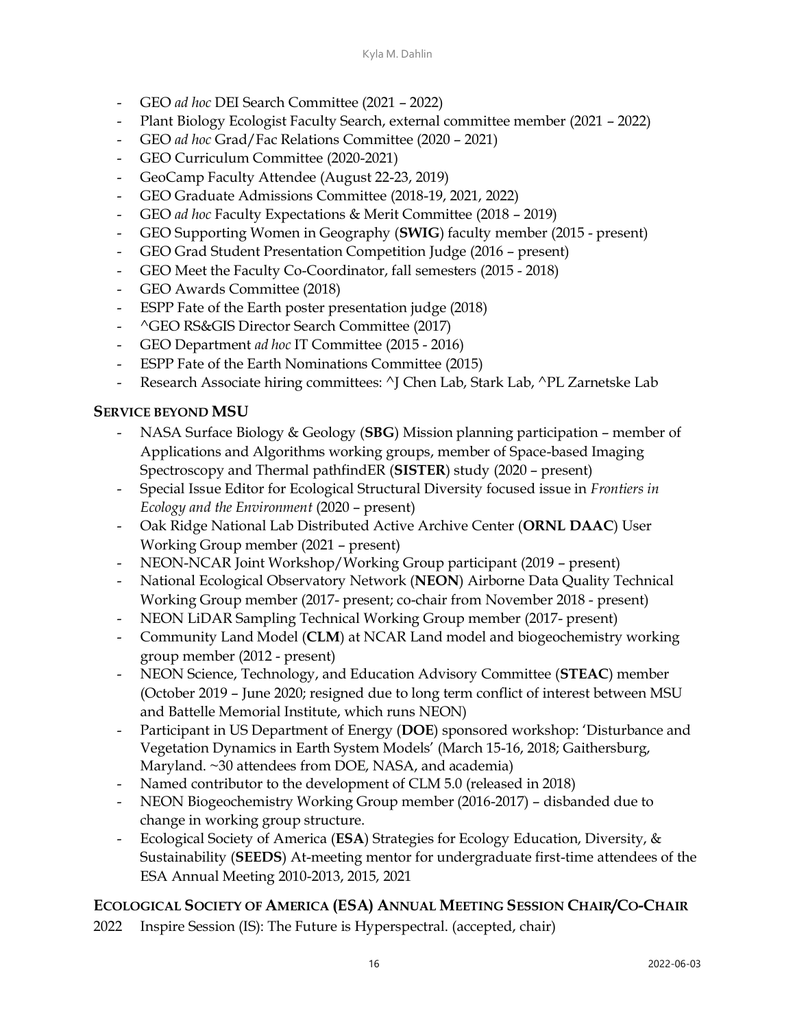- GEO *ad hoc* DEI Search Committee (2021 – 2022)
- Plant Biology Ecologist Faculty Search, external committee member (2021 – 2022)
- GEO *ad hoc* Grad/Fac Relations Committee (2020 – 2021)
- GEO Curriculum Committee (2020-2021)
- GeoCamp Faculty Attendee (August 22-23, 2019)
- GEO Graduate Admissions Committee (2018-19, 2021, 2022)
- GEO *ad hoc* Faculty Expectations & Merit Committee (2018 – 2019)
- GEO Supporting Women in Geography (**SWIG**) faculty member (2015 - present)
- GEO Grad Student Presentation Competition Judge (2016 – present)
- GEO Meet the Faculty Co-Coordinator, fall semesters (2015 - 2018)
- GEO Awards Committee (2018)
- ESPP Fate of the Earth poster presentation judge (2018)
- ^GEO RS&GIS Director Search Committee (2017)
- GEO Department *ad hoc* IT Committee (2015 - 2016)
- ESPP Fate of the Earth Nominations Committee (2015)
- Research Associate hiring committees: ^J Chen Lab, Stark Lab, ^PL Zarnetske Lab

## SERVICE BEYOND MSU

- NASA Surface Biology & Geology (**SBG**) Mission planning participation – member of Applications and Algorithms working groups, member of Space-based Imaging Spectroscopy and Thermal pathfindER (**SISTER**) study (2020 – present)
- Special Issue Editor for Ecological Structural Diversity focused issue in *Frontiers in Ecology and the Environment* (2020 – present)
- Oak Ridge National Lab Distributed Active Archive Center (**ORNL DAAC**) User Working Group member (2021 – present)
- NEON-NCAR Joint Workshop/Working Group participant (2019 – present)
- National Ecological Observatory Network (**NEON**) Airborne Data Quality Technical Working Group member (2017- present; co-chair from November 2018 - present)
- NEON LiDAR Sampling Technical Working Group member (2017- present)
- Community Land Model (**CLM**) at NCAR Land model and biogeochemistry working group member (2012 - present)
- NEON Science, Technology, and Education Advisory Committee (**STEAC**) member (October 2019 – June 2020; resigned due to long term conflict of interest between MSU and Battelle Memorial Institute, which runs NEON)
- Participant in US Department of Energy (**DOE**) sponsored workshop: 'Disturbance and Vegetation Dynamics in Earth System Models' (March 15-16, 2018; Gaithersburg, Maryland. ~30 attendees from DOE, NASA, and academia)
- Named contributor to the development of CLM 5.0 (released in 2018)
- NEON Biogeochemistry Working Group member (2016-2017) – disbanded due to change in working group structure.
- Ecological Society of America (**ESA**) Strategies for Ecology Education, Diversity, & Sustainability (**SEEDS**) At-meeting mentor for undergraduate first-time attendees of the ESA Annual Meeting 2010-2013, 2015, 2021

## ECOLOGICAL SOCIETY OF AMERICA (ESA) ANNUAL MEETING SESSION CHAIR/CO-CHAIR

2022 Inspire Session (IS): The Future is Hyperspectral. (accepted, chair)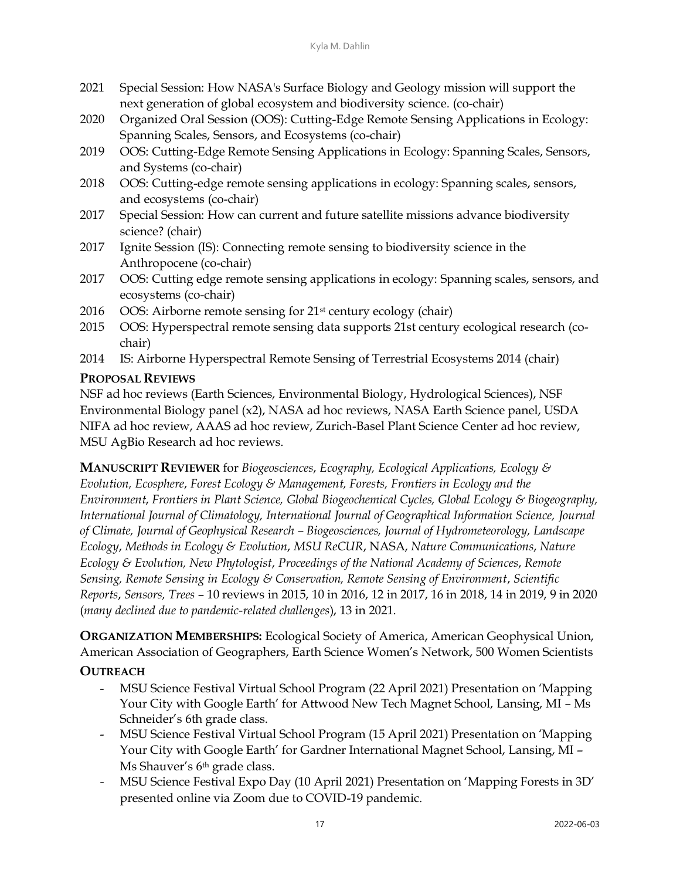2021 Special Session: How NASA's Surface Biology and Geology mission will support the next generation of global ecosystem and biodiversity science. (co-chair)

2020 Organized Oral Session (OOS): Cutting-Edge Remote Sensing Applications in Ecology: Spanning Scales, Sensors, and Ecosystems (co-chair)

2019 OOS: Cutting-Edge Remote Sensing Applications in Ecology: Spanning Scales, Sensors, and Systems (co-chair)

2018 OOS: Cutting-edge remote sensing applications in ecology: Spanning scales, sensors, and ecosystems (co-chair)

2017 Special Session: How can current and future satellite missions advance biodiversity science? (chair)

2017 Ignite Session (IS): Connecting remote sensing to biodiversity science in the Anthropocene (co-chair)

2017 OOS: Cutting edge remote sensing applications in ecology: Spanning scales, sensors, and ecosystems (co-chair)

2016 OOS: Airborne remote sensing for 21st century ecology (chair)

2015 OOS: Hyperspectral remote sensing data supports 21st century ecological research (co-chair)

2014 IS: Airborne Hyperspectral Remote Sensing of Terrestrial Ecosystems 2014 (chair)

**PROPOSAL REVIEWS**

NSF ad hoc reviews (Earth Sciences, Environmental Biology, Hydrological Sciences), NSF Environmental Biology panel (x2), NASA ad hoc reviews, NASA Earth Science panel, USDA NIFA ad hoc review, AAAS ad hoc review, Zurich-Basel Plant Science Center ad hoc review, MSU AgBio Research ad hoc reviews.

**MANUSCRIPT REVIEWER** for *Biogeosciences*, *Ecography, Ecological Applications, Ecology & Evolution, Ecosphere*, *Forest Ecology & Management, Forests, Frontiers in Ecology and the Environment*, *Frontiers in Plant Science, Global Biogeochemical Cycles, Global Ecology & Biogeography, International Journal of Climatology, International Journal of Geographical Information Science, Journal of Climate, Journal of Geophysical Research – Biogeosciences, Journal of Hydrometeorology, Landscape Ecology*, *Methods in Ecology & Evolution*, *MSU ReCUR*, NASA, *Nature Communications*, *Nature Ecology & Evolution, New Phytologist*, *Proceedings of the National Academy of Sciences*, *Remote Sensing, Remote Sensing in Ecology & Conservation, Remote Sensing of Environment*, *Scientific Reports*, *Sensors, Trees* – 10 reviews in 2015, 10 in 2016, 12 in 2017, 16 in 2018, 14 in 2019, 9 in 2020 (*many declined due to pandemic-related challenges*), 13 in 2021.

**ORGANIZATION MEMBERSHIPS:** Ecological Society of America, American Geophysical Union, American Association of Geographers, Earth Science Women's Network, 500 Women Scientists

**OUTREACH**

- MSU Science Festival Virtual School Program (22 April 2021) Presentation on 'Mapping Your City with Google Earth' for Attwood New Tech Magnet School, Lansing, MI – Ms Schneider's 6th grade class.
- MSU Science Festival Virtual School Program (15 April 2021) Presentation on 'Mapping Your City with Google Earth' for Gardner International Magnet School, Lansing, MI – Ms Shauver's 6th grade class.
- MSU Science Festival Expo Day (10 April 2021) Presentation on 'Mapping Forests in 3D' presented online via Zoom due to COVID-19 pandemic.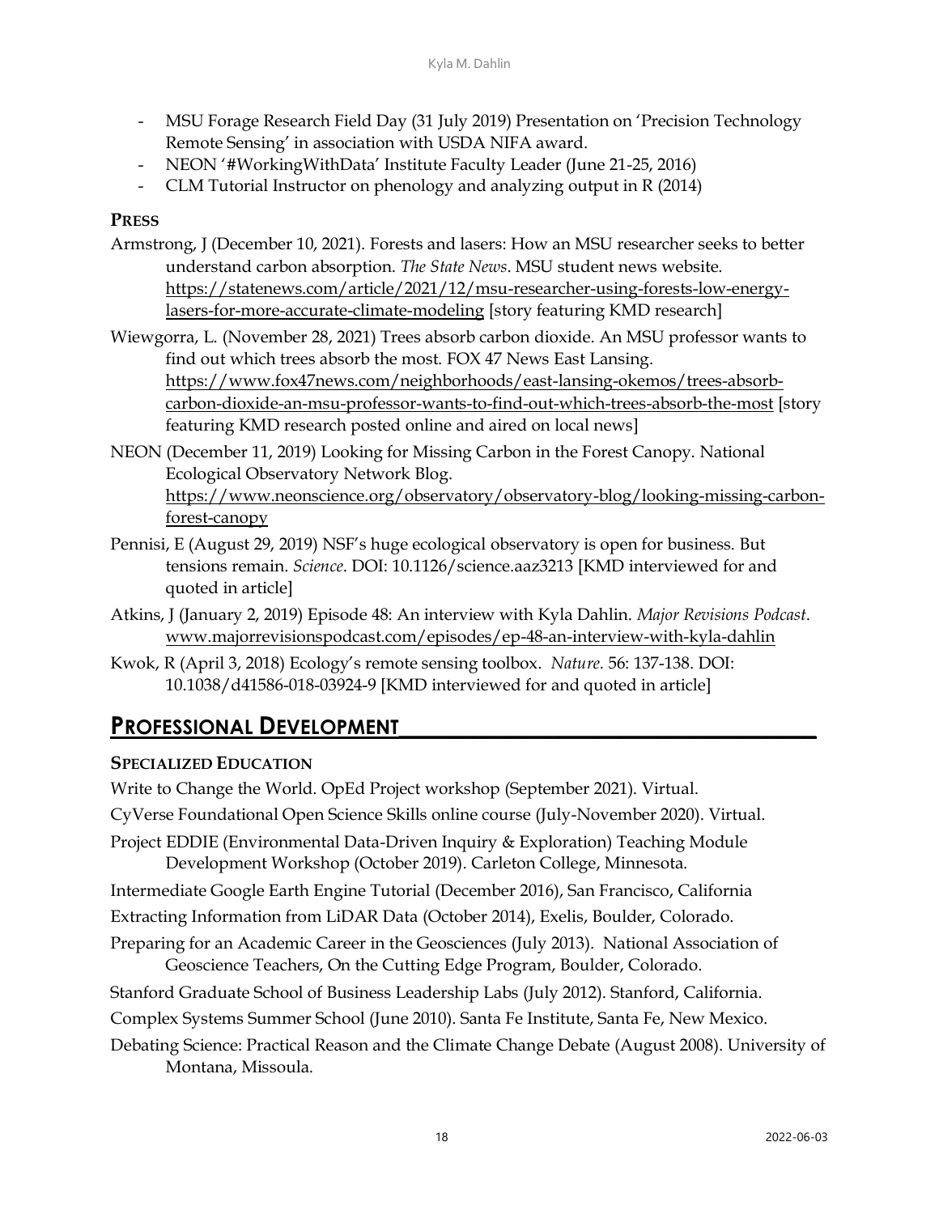- MSU Forage Research Field Day (31 July 2019) Presentation on 'Precision Technology Remote Sensing' in association with USDA NIFA award.
- NEON '#WorkingWithData' Institute Faculty Leader (June 21-25, 2016)
- CLM Tutorial Instructor on phenology and analyzing output in R (2014)

### PRESS

Armstrong, J (December 10, 2021). Forests and lasers: How an MSU researcher seeks to better understand carbon absorption. *The State News*. MSU student news website. https://statenews.com/article/2021/12/msu-researcher-using-forests-low-energy-lasers-for-more-accurate-climate-modeling [story featuring KMD research]

Wiewgorra, L. (November 28, 2021) Trees absorb carbon dioxide. An MSU professor wants to find out which trees absorb the most. FOX 47 News East Lansing. https://www.fox47news.com/neighborhoods/east-lansing-okemos/trees-absorb-carbon-dioxide-an-msu-professor-wants-to-find-out-which-trees-absorb-the-most [story featuring KMD research posted online and aired on local news]

NEON (December 11, 2019) Looking for Missing Carbon in the Forest Canopy. National Ecological Observatory Network Blog. https://www.neonscience.org/observatory/observatory-blog/looking-missing-carbon-forest-canopy

Pennisi, E (August 29, 2019) NSF's huge ecological observatory is open for business. But tensions remain. *Science*. DOI: 10.1126/science.aaz3213 [KMD interviewed for and quoted in article]

Atkins, J (January 2, 2019) Episode 48: An interview with Kyla Dahlin. *Major Revisions Podcast*. www.majorrevisionspodcast.com/episodes/ep-48-an-interview-with-kyla-dahlin

Kwok, R (April 3, 2018) Ecology's remote sensing toolbox. *Nature*. 56: 137-138. DOI: 10.1038/d41586-018-03924-9 [KMD interviewed for and quoted in article]

## PROFESSIONAL DEVELOPMENT

### SPECIALIZED EDUCATION

Write to Change the World. OpEd Project workshop (September 2021). Virtual.

CyVerse Foundational Open Science Skills online course (July-November 2020). Virtual.

Project EDDIE (Environmental Data-Driven Inquiry & Exploration) Teaching Module Development Workshop (October 2019). Carleton College, Minnesota.

Intermediate Google Earth Engine Tutorial (December 2016), San Francisco, California

Extracting Information from LiDAR Data (October 2014), Exelis, Boulder, Colorado.

Preparing for an Academic Career in the Geosciences (July 2013). National Association of Geoscience Teachers, On the Cutting Edge Program, Boulder, Colorado.

Stanford Graduate School of Business Leadership Labs (July 2012). Stanford, California.

Complex Systems Summer School (June 2010). Santa Fe Institute, Santa Fe, New Mexico.

Debating Science: Practical Reason and the Climate Change Debate (August 2008). University of Montana, Missoula.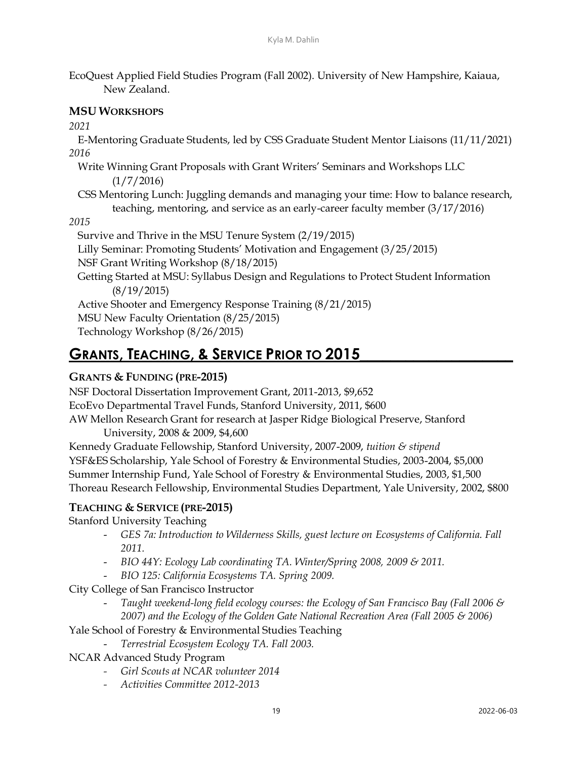EcoQuest Applied Field Studies Program (Fall 2002). University of New Hampshire, Kaiaua, New Zealand.

### MSU Workshops

*2021*

E-Mentoring Graduate Students, led by CSS Graduate Student Mentor Liaisons (11/11/2021)

*2016*

Write Winning Grant Proposals with Grant Writers' Seminars and Workshops LLC (1/7/2016)

CSS Mentoring Lunch: Juggling demands and managing your time: How to balance research, teaching, mentoring, and service as an early-career faculty member (3/17/2016)

*2015*

Survive and Thrive in the MSU Tenure System (2/19/2015)

Lilly Seminar: Promoting Students' Motivation and Engagement (3/25/2015)

NSF Grant Writing Workshop (8/18/2015)

Getting Started at MSU: Syllabus Design and Regulations to Protect Student Information (8/19/2015)

Active Shooter and Emergency Response Training (8/21/2015)

MSU New Faculty Orientation (8/25/2015)

Technology Workshop (8/26/2015)

## Grants, Teaching, & Service Prior to 2015

### Grants & Funding (pre-2015)

NSF Doctoral Dissertation Improvement Grant, 2011-2013, $9,652

EcoEvo Departmental Travel Funds, Stanford University, 2011, $600

AW Mellon Research Grant for research at Jasper Ridge Biological Preserve, Stanford University, 2008 & 2009, $4,600

Kennedy Graduate Fellowship, Stanford University, 2007-2009, *tuition & stipend*

YSF&ES Scholarship, Yale School of Forestry & Environmental Studies, 2003-2004, $5,000

Summer Internship Fund, Yale School of Forestry & Environmental Studies, 2003, $1,500

Thoreau Research Fellowship, Environmental Studies Department, Yale University, 2002, $800

### Teaching & Service (pre-2015)

Stanford University Teaching

- *GES 7a: Introduction to Wilderness Skills, guest lecture on Ecosystems of California. Fall 2011.*
- *BIO 44Y: Ecology Lab coordinating TA. Winter/Spring 2008, 2009 & 2011.*
- *BIO 125: California Ecosystems TA. Spring 2009.*

City College of San Francisco Instructor

- *Taught weekend-long field ecology courses: the Ecology of San Francisco Bay (Fall 2006 & 2007) and the Ecology of the Golden Gate National Recreation Area (Fall 2005 & 2006)*

Yale School of Forestry & Environmental Studies Teaching

- *Terrestrial Ecosystem Ecology TA. Fall 2003.*

NCAR Advanced Study Program

- *Girl Scouts at NCAR volunteer 2014*
- *Activities Committee 2012-2013*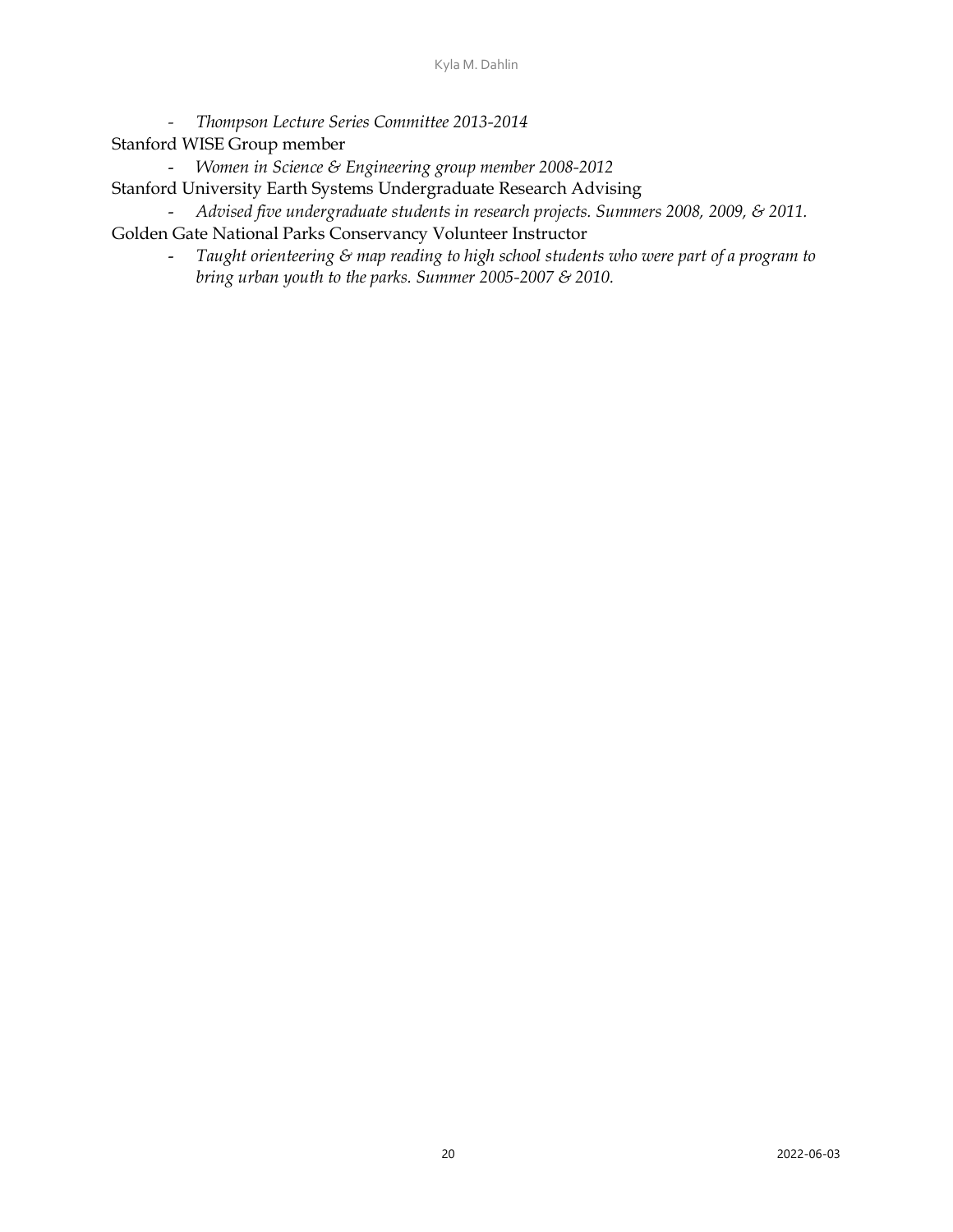- *Thompson Lecture Series Committee 2013-2014*

Stanford WISE Group member

- *Women in Science & Engineering group member 2008-2012*

Stanford University Earth Systems Undergraduate Research Advising

- *Advised five undergraduate students in research projects. Summers 2008, 2009, & 2011.*

Golden Gate National Parks Conservancy Volunteer Instructor

- *Taught orienteering & map reading to high school students who were part of a program to bring urban youth to the parks. Summer 2005-2007 & 2010.*